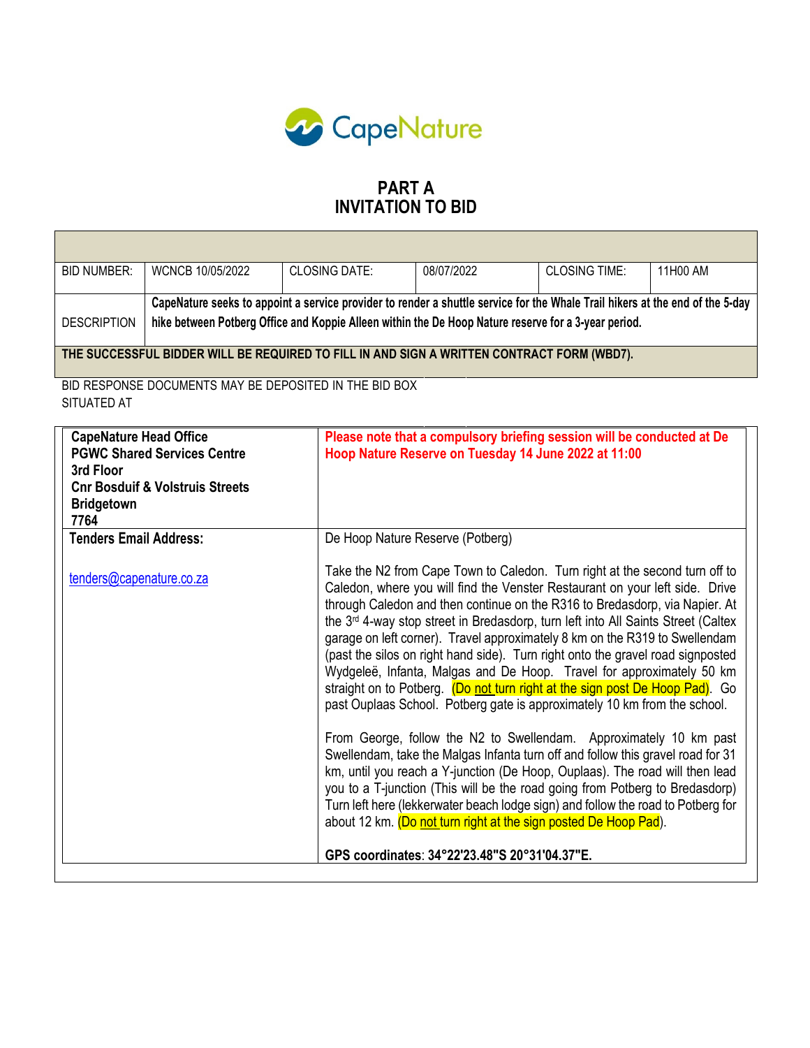CapeNature

# PART A
# INVITATION TO BID

| BID NUMBER: | WCNCB 10/05/2022 | CLOSING DATE: | 08/07/2022 | CLOSING TIME: | 11H00 AM |
|---|---|---|---|---|---|
| DESCRIPTION | **CapeNature seeks to appoint a service provider to render a shuttle service for the Whale Trail hikers at the end of the 5-day hike between Potberg Office and Koppie Alleen within the De Hoop Nature reserve for a 3-year period.** | | | | |
| **THE SUCCESSFUL BIDDER WILL BE REQUIRED TO FILL IN AND SIGN A WRITTEN CONTRACT FORM (WBD7).** | | | | | |

BID RESPONSE DOCUMENTS MAY BE DEPOSITED IN THE BID BOX SITUATED AT

| | |
|---|---|
| **CapeNature Head Office**<br>**PGWC Shared Services Centre**<br>**3rd Floor**<br>**Cnr Bosduif & Volstruis Streets**<br>**Bridgetown**<br>**7764** | **Please note that a compulsory briefing session will be conducted at De Hoop Nature Reserve on Tuesday 14 June 2022 at 11:00** |
| **Tenders Email Address:**<br><br>tenders@capenature.co.za | De Hoop Nature Reserve (Potberg)<br><br>Take the N2 from Cape Town to Caledon. Turn right at the second turn off to Caledon, where you will find the Venster Restaurant on your left side. Drive through Caledon and then continue on the R316 to Bredasdorp, via Napier. At the 3rd 4-way stop street in Bredasdorp, turn left into All Saints Street (Caltex garage on left corner). Travel approximately 8 km on the R319 to Swellendam (past the silos on right hand side). Turn right onto the gravel road signposted Wydgeleë, Infanta, Malgas and De Hoop. Travel for approximately 50 km straight on to Potberg. (Do not turn right at the sign post De Hoop Pad). Go past Ouplaas School. Potberg gate is approximately 10 km from the school.<br><br>From George, follow the N2 to Swellendam. Approximately 10 km past Swellendam, take the Malgas Infanta turn off and follow this gravel road for 31 km, until you reach a Y-junction (De Hoop, Ouplaas). The road will then lead you to a T-junction (This will be the road going from Potberg to Bredasdorp) Turn left here (lekkerwater beach lodge sign) and follow the road to Potberg for about 12 km. (Do not turn right at the sign posted De Hoop Pad).<br><br>**GPS coordinates**: **34°22'23.48"S 20°31'04.37"E.** |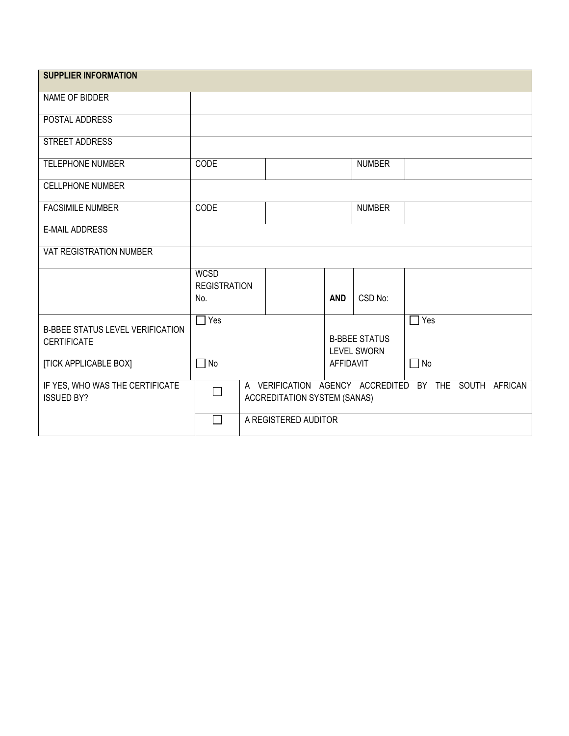| SUPPLIER INFORMATION | | | | | |
|---|---|---|---|---|---|
| NAME OF BIDDER | | | | | |
| POSTAL ADDRESS | | | | | |
| STREET ADDRESS | | | | | |
| TELEPHONE NUMBER | CODE | | | NUMBER | |
| CELLPHONE NUMBER | | | | | |
| FACSIMILE NUMBER | CODE | | | NUMBER | |
| E-MAIL ADDRESS | | | | | |
| VAT REGISTRATION NUMBER | | | | | |
| | WCSD REGISTRATION No. | | **AND** | CSD No: | |
| B-BBEE STATUS LEVEL VERIFICATION CERTIFICATE [TICK APPLICABLE BOX] | ☐ Yes ☐ No | | B-BBEE STATUS LEVEL SWORN AFFIDAVIT | | ☐ Yes ☐ No |
| IF YES, WHO WAS THE CERTIFICATE ISSUED BY? | ☐ | A VERIFICATION AGENCY ACCREDITED BY THE SOUTH AFRICAN ACCREDITATION SYSTEM (SANAS) | | | |
| | ☐ | A REGISTERED AUDITOR | | | |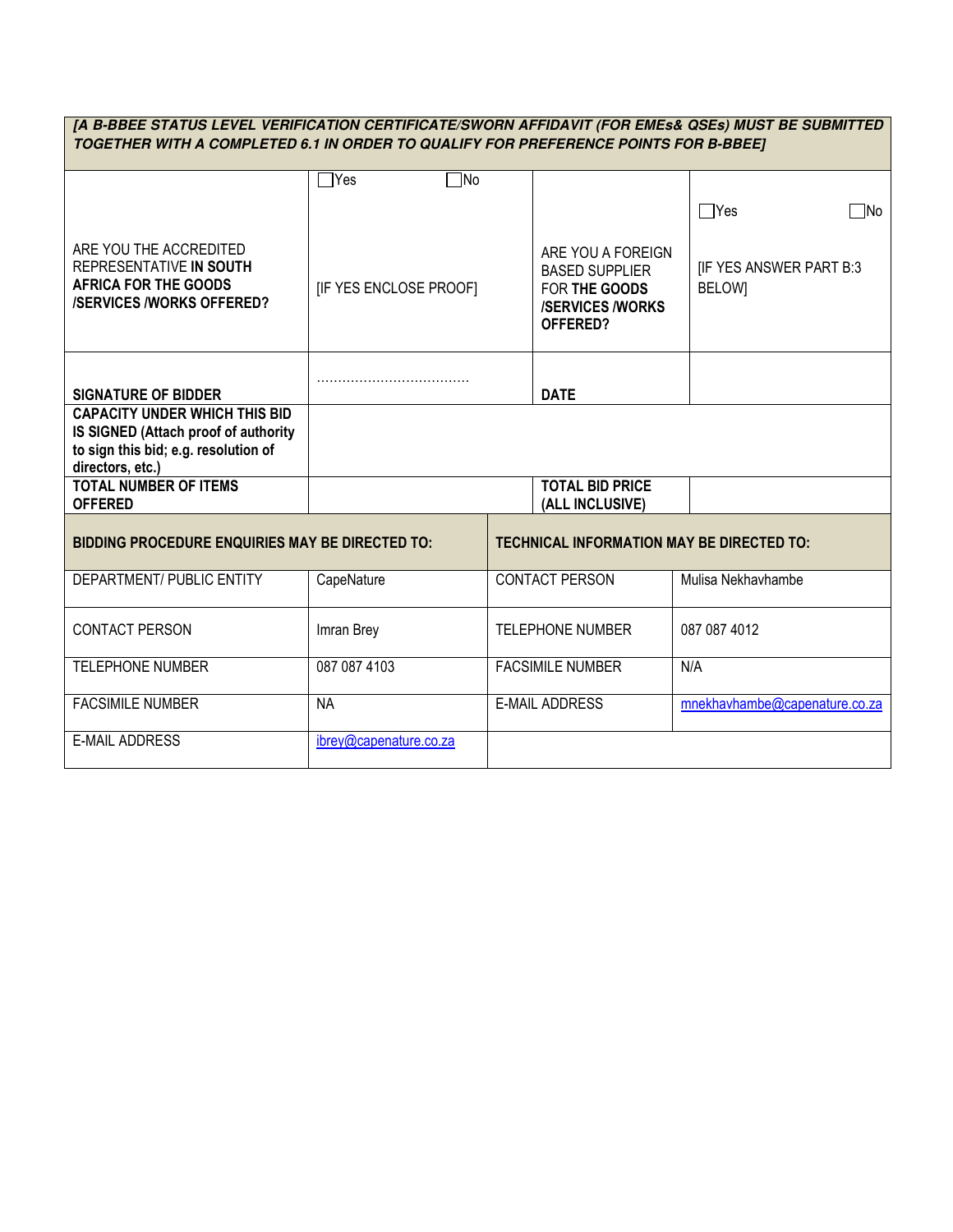| *[A B-BBEE STATUS LEVEL VERIFICATION CERTIFICATE/SWORN AFFIDAVIT (FOR EMEs& QSEs) MUST BE SUBMITTED TOGETHER WITH A COMPLETED 6.1 IN ORDER TO QUALIFY FOR PREFERENCE POINTS FOR B-BBEE]* | | | |
|---|---|---|---|
| ARE YOU THE ACCREDITED REPRESENTATIVE **IN SOUTH AFRICA FOR THE GOODS /SERVICES /WORKS OFFERED?** | ☐Yes ☐No [IF YES ENCLOSE PROOF] | ARE YOU A FOREIGN BASED SUPPLIER FOR **THE GOODS /SERVICES /WORKS OFFERED?** | ☐Yes ☐No [IF YES ANSWER PART B:3 BELOW] |
| **SIGNATURE OF BIDDER** | ……………………………… | **DATE** | |
| **CAPACITY UNDER WHICH THIS BID IS SIGNED (Attach proof of authority to sign this bid; e.g. resolution of directors, etc.)** | | | |
| **TOTAL NUMBER OF ITEMS OFFERED** | | **TOTAL BID PRICE (ALL INCLUSIVE)** | |

| **BIDDING PROCEDURE ENQUIRIES MAY BE DIRECTED TO:** | | **TECHNICAL INFORMATION MAY BE DIRECTED TO:** | |
|---|---|---|---|
| DEPARTMENT/ PUBLIC ENTITY | CapeNature | CONTACT PERSON | Mulisa Nekhavhambe |
| CONTACT PERSON | Imran Brey | TELEPHONE NUMBER | 087 087 4012 |
| TELEPHONE NUMBER | 087 087 4103 | FACSIMILE NUMBER | N/A |
| FACSIMILE NUMBER | NA | E-MAIL ADDRESS | mnekhavhambe@capenature.co.za |
| E-MAIL ADDRESS | ibrey@capenature.co.za | | |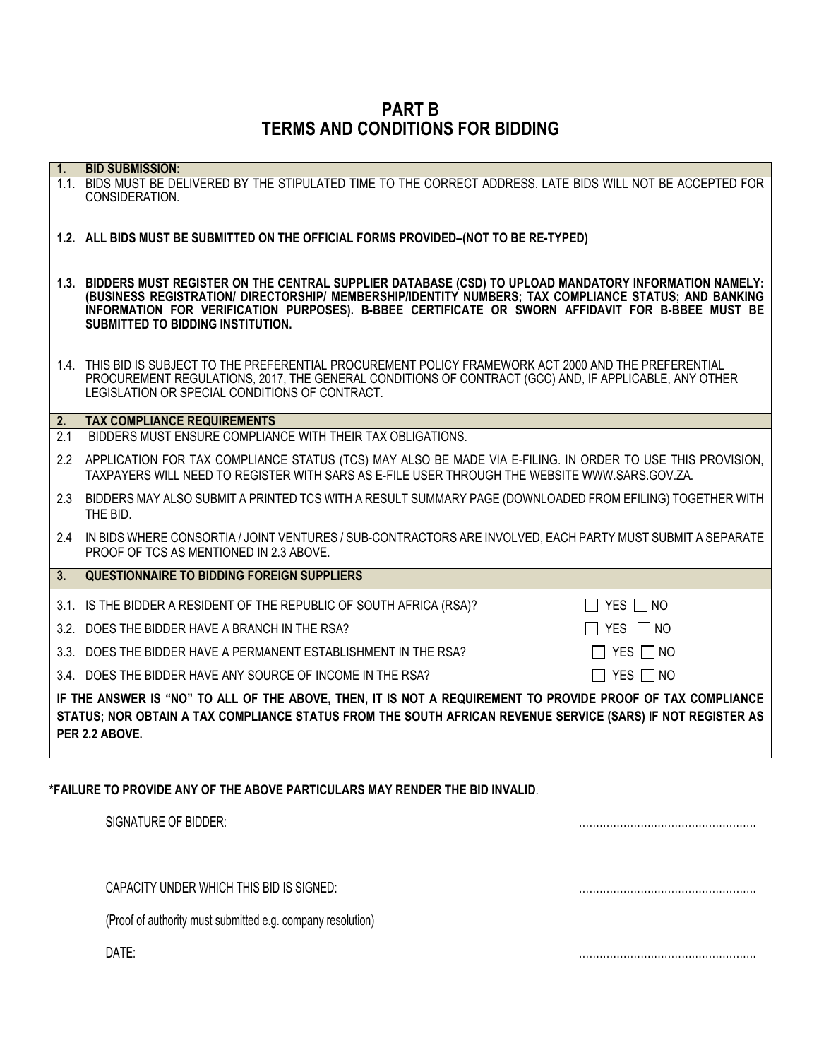# PART B
# TERMS AND CONDITIONS FOR BIDDING

**1. BID SUBMISSION:**

1.1. BIDS MUST BE DELIVERED BY THE STIPULATED TIME TO THE CORRECT ADDRESS. LATE BIDS WILL NOT BE ACCEPTED FOR CONSIDERATION.

**1.2. ALL BIDS MUST BE SUBMITTED ON THE OFFICIAL FORMS PROVIDED–(NOT TO BE RE-TYPED)**

**1.3. BIDDERS MUST REGISTER ON THE CENTRAL SUPPLIER DATABASE (CSD) TO UPLOAD MANDATORY INFORMATION NAMELY: (BUSINESS REGISTRATION/ DIRECTORSHIP/ MEMBERSHIP/IDENTITY NUMBERS; TAX COMPLIANCE STATUS; AND BANKING INFORMATION FOR VERIFICATION PURPOSES). B-BBEE CERTIFICATE OR SWORN AFFIDAVIT FOR B-BBEE MUST BE SUBMITTED TO BIDDING INSTITUTION.**

1.4. THIS BID IS SUBJECT TO THE PREFERENTIAL PROCUREMENT POLICY FRAMEWORK ACT 2000 AND THE PREFERENTIAL PROCUREMENT REGULATIONS, 2017, THE GENERAL CONDITIONS OF CONTRACT (GCC) AND, IF APPLICABLE, ANY OTHER LEGISLATION OR SPECIAL CONDITIONS OF CONTRACT.

**2. TAX COMPLIANCE REQUIREMENTS**

2.1 BIDDERS MUST ENSURE COMPLIANCE WITH THEIR TAX OBLIGATIONS.

2.2 APPLICATION FOR TAX COMPLIANCE STATUS (TCS) MAY ALSO BE MADE VIA E-FILING. IN ORDER TO USE THIS PROVISION, TAXPAYERS WILL NEED TO REGISTER WITH SARS AS E-FILE USER THROUGH THE WEBSITE WWW.SARS.GOV.ZA.

2.3 BIDDERS MAY ALSO SUBMIT A PRINTED TCS WITH A RESULT SUMMARY PAGE (DOWNLOADED FROM EFILING) TOGETHER WITH THE BID.

2.4 IN BIDS WHERE CONSORTIA / JOINT VENTURES / SUB-CONTRACTORS ARE INVOLVED, EACH PARTY MUST SUBMIT A SEPARATE PROOF OF TCS AS MENTIONED IN 2.3 ABOVE.

**3. QUESTIONNAIRE TO BIDDING FOREIGN SUPPLIERS**

3.1. IS THE BIDDER A RESIDENT OF THE REPUBLIC OF SOUTH AFRICA (RSA)? ☐ YES ☐ NO

3.2. DOES THE BIDDER HAVE A BRANCH IN THE RSA? ☐ YES ☐ NO

3.3. DOES THE BIDDER HAVE A PERMANENT ESTABLISHMENT IN THE RSA? ☐ YES ☐ NO

3.4. DOES THE BIDDER HAVE ANY SOURCE OF INCOME IN THE RSA? ☐ YES ☐ NO

**IF THE ANSWER IS "NO" TO ALL OF THE ABOVE, THEN, IT IS NOT A REQUIREMENT TO PROVIDE PROOF OF TAX COMPLIANCE STATUS; NOR OBTAIN A TAX COMPLIANCE STATUS FROM THE SOUTH AFRICAN REVENUE SERVICE (SARS) IF NOT REGISTER AS PER 2.2 ABOVE.**

**\*FAILURE TO PROVIDE ANY OF THE ABOVE PARTICULARS MAY RENDER THE BID INVALID**.

SIGNATURE OF BIDDER: ....................................................

CAPACITY UNDER WHICH THIS BID IS SIGNED: ....................................................

(Proof of authority must submitted e.g. company resolution)

DATE: ....................................................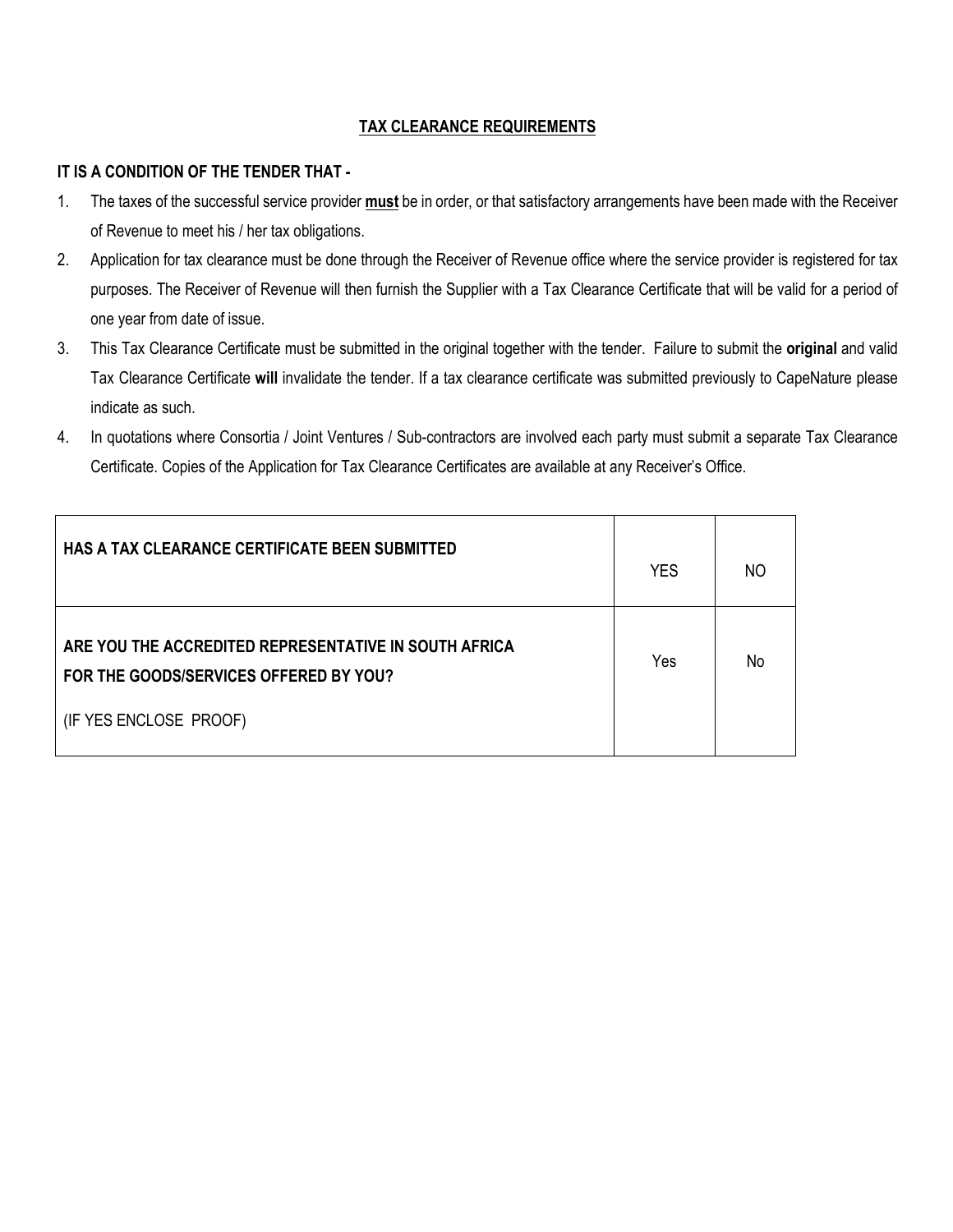## TAX CLEARANCE REQUIREMENTS

**IT IS A CONDITION OF THE TENDER THAT -**

1. The taxes of the successful service provider **must** be in order, or that satisfactory arrangements have been made with the Receiver of Revenue to meet his / her tax obligations.
2. Application for tax clearance must be done through the Receiver of Revenue office where the service provider is registered for tax purposes. The Receiver of Revenue will then furnish the Supplier with a Tax Clearance Certificate that will be valid for a period of one year from date of issue.
3. This Tax Clearance Certificate must be submitted in the original together with the tender. Failure to submit the **original** and valid Tax Clearance Certificate **will** invalidate the tender. If a tax clearance certificate was submitted previously to CapeNature please indicate as such.
4. In quotations where Consortia / Joint Ventures / Sub-contractors are involved each party must submit a separate Tax Clearance Certificate. Copies of the Application for Tax Clearance Certificates are available at any Receiver's Office.

| | | |
|---|---|---|
| **HAS A TAX CLEARANCE CERTIFICATE BEEN SUBMITTED** | YES | NO |
| **ARE YOU THE ACCREDITED REPRESENTATIVE IN SOUTH AFRICA FOR THE GOODS/SERVICES OFFERED BY YOU?** (IF YES ENCLOSE PROOF) | Yes | No |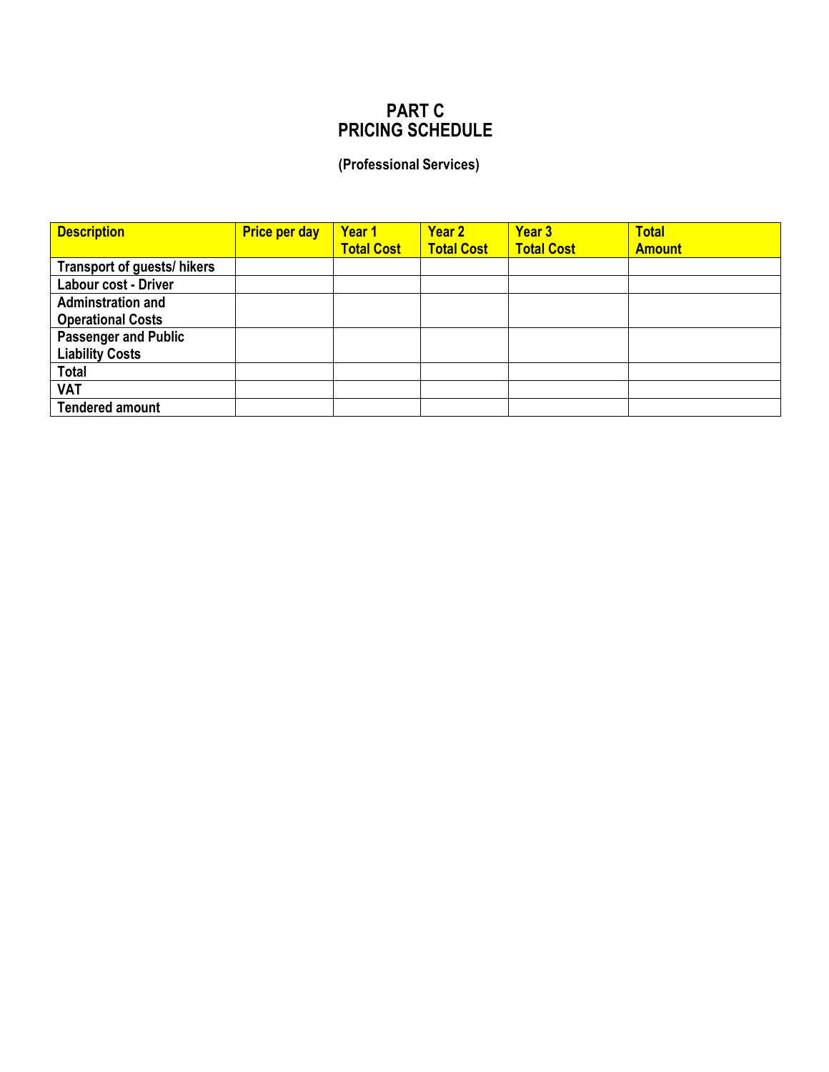# PART C
# PRICING SCHEDULE

**(Professional Services)**

| Description | Price per day | Year 1 Total Cost | Year 2 Total Cost | Year 3 Total Cost | Total Amount |
|---|---|---|---|---|---|
| Transport of guests/ hikers | | | | | |
| Labour cost - Driver | | | | | |
| Adminstration and Operational Costs | | | | | |
| Passenger and Public Liability Costs | | | | | |
| Total | | | | | |
| VAT | | | | | |
| Tendered amount | | | | | |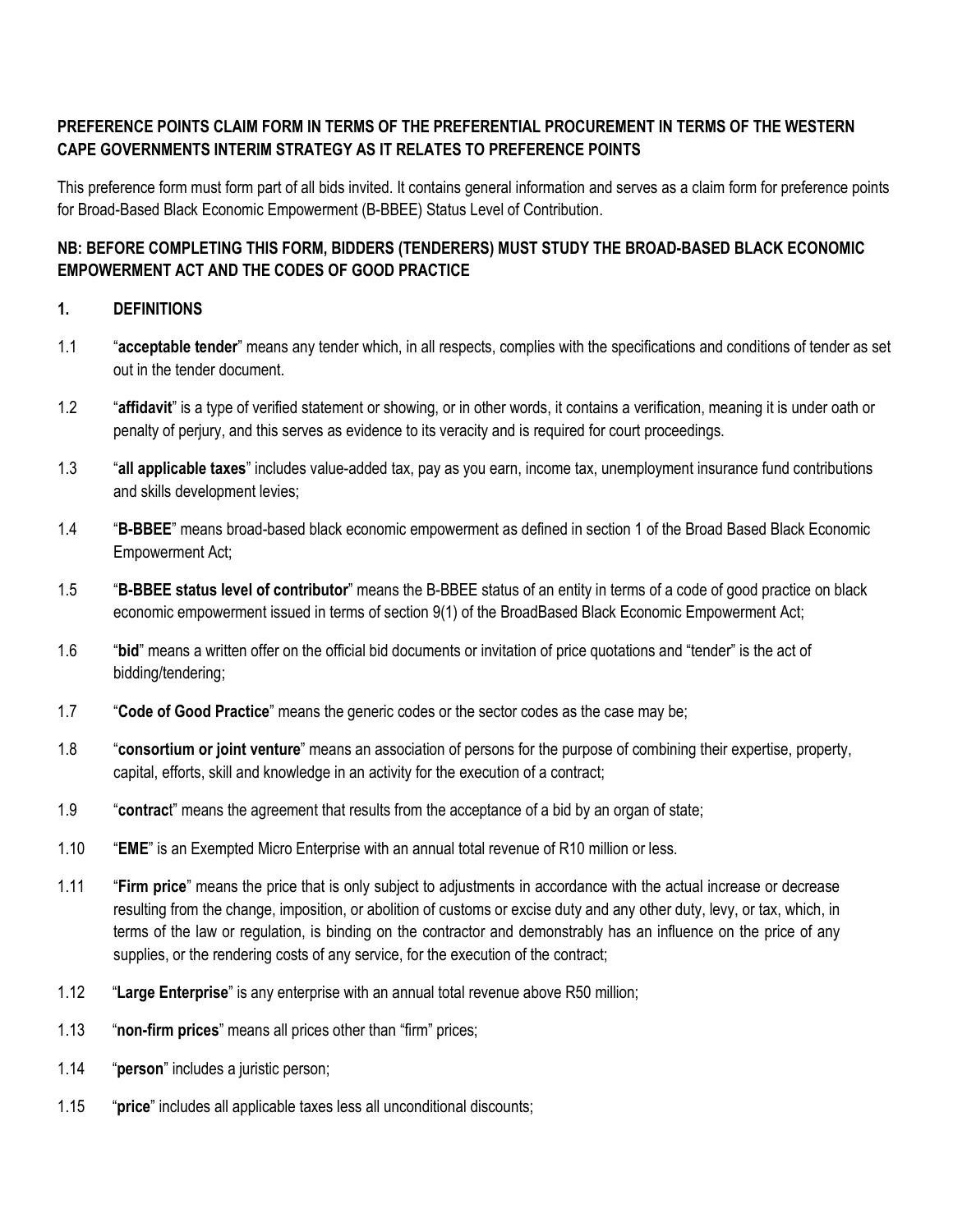**PREFERENCE POINTS CLAIM FORM IN TERMS OF THE PREFERENTIAL PROCUREMENT IN TERMS OF THE WESTERN CAPE GOVERNMENTS INTERIM STRATEGY AS IT RELATES TO PREFERENCE POINTS**

This preference form must form part of all bids invited. It contains general information and serves as a claim form for preference points for Broad-Based Black Economic Empowerment (B-BBEE) Status Level of Contribution.

**NB: BEFORE COMPLETING THIS FORM, BIDDERS (TENDERERS) MUST STUDY THE BROAD-BASED BLACK ECONOMIC EMPOWERMENT ACT AND THE CODES OF GOOD PRACTICE**

## 1. DEFINITIONS

1.1 "**acceptable tender**" means any tender which, in all respects, complies with the specifications and conditions of tender as set out in the tender document.

1.2 "**affidavit**" is a type of verified statement or showing, or in other words, it contains a verification, meaning it is under oath or penalty of perjury, and this serves as evidence to its veracity and is required for court proceedings.

1.3 "**all applicable taxes**" includes value-added tax, pay as you earn, income tax, unemployment insurance fund contributions and skills development levies;

1.4 "**B-BBEE**" means broad-based black economic empowerment as defined in section 1 of the Broad Based Black Economic Empowerment Act;

1.5 "**B-BBEE status level of contributor**" means the B-BBEE status of an entity in terms of a code of good practice on black economic empowerment issued in terms of section 9(1) of the BroadBased Black Economic Empowerment Act;

1.6 "**bid**" means a written offer on the official bid documents or invitation of price quotations and "tender" is the act of bidding/tendering;

1.7 "**Code of Good Practice**" means the generic codes or the sector codes as the case may be;

1.8 "**consortium or joint venture**" means an association of persons for the purpose of combining their expertise, property, capital, efforts, skill and knowledge in an activity for the execution of a contract;

1.9 "**contrac**t" means the agreement that results from the acceptance of a bid by an organ of state;

1.10 "**EME**" is an Exempted Micro Enterprise with an annual total revenue of R10 million or less.

1.11 "**Firm price**" means the price that is only subject to adjustments in accordance with the actual increase or decrease resulting from the change, imposition, or abolition of customs or excise duty and any other duty, levy, or tax, which, in terms of the law or regulation, is binding on the contractor and demonstrably has an influence on the price of any supplies, or the rendering costs of any service, for the execution of the contract;

1.12 "**Large Enterprise**" is any enterprise with an annual total revenue above R50 million;

1.13 "**non-firm prices**" means all prices other than "firm" prices;

1.14 "**person**" includes a juristic person;

1.15 "**price**" includes all applicable taxes less all unconditional discounts;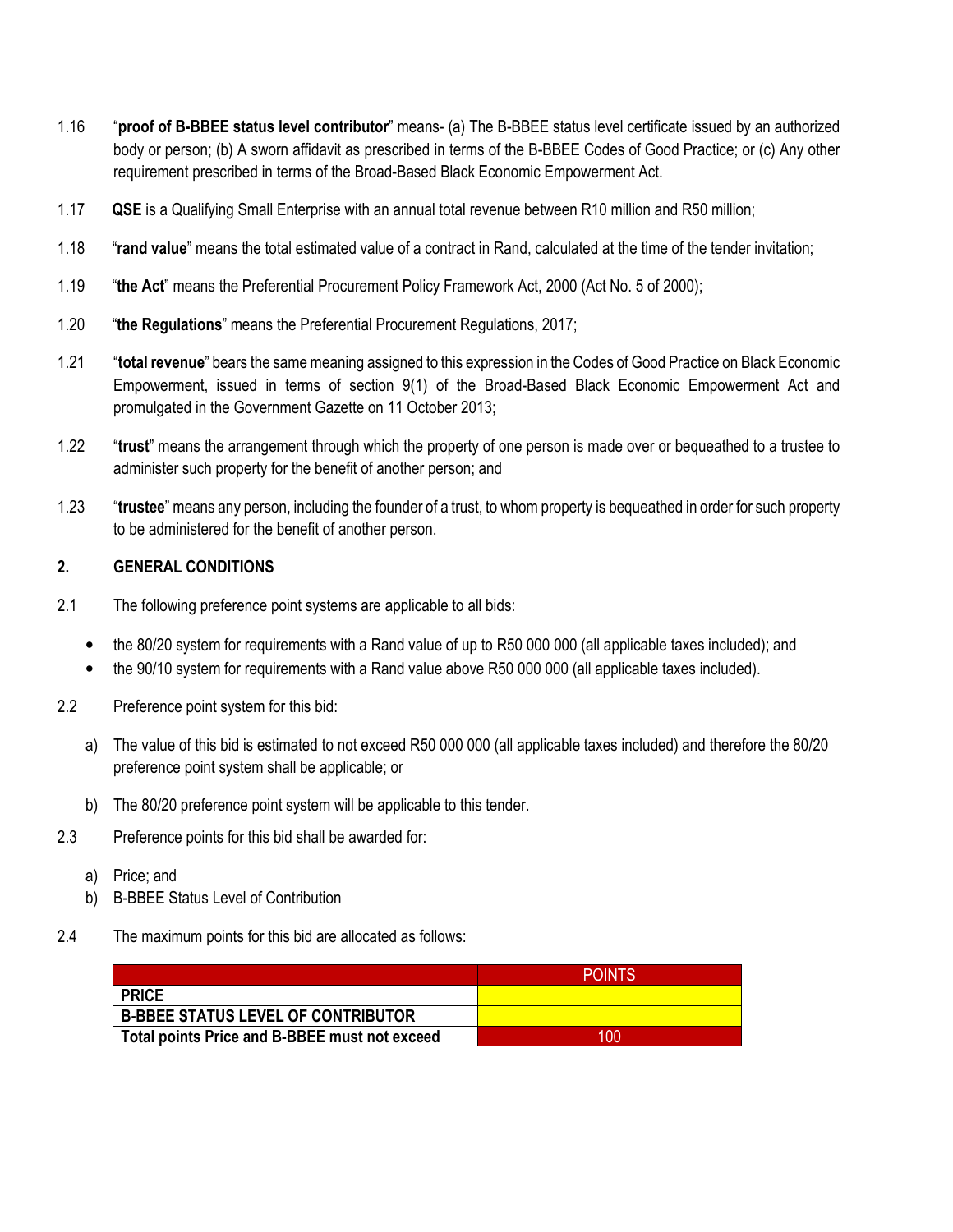1.16 "**proof of B-BBEE status level contributor**" means- (a) The B-BBEE status level certificate issued by an authorized body or person; (b) A sworn affidavit as prescribed in terms of the B-BBEE Codes of Good Practice; or (c) Any other requirement prescribed in terms of the Broad-Based Black Economic Empowerment Act.

1.17 **QSE** is a Qualifying Small Enterprise with an annual total revenue between R10 million and R50 million;

1.18 "**rand value**" means the total estimated value of a contract in Rand, calculated at the time of the tender invitation;

1.19 "**the Act**" means the Preferential Procurement Policy Framework Act, 2000 (Act No. 5 of 2000);

1.20 "**the Regulations**" means the Preferential Procurement Regulations, 2017;

1.21 "**total revenue**" bears the same meaning assigned to this expression in the Codes of Good Practice on Black Economic Empowerment, issued in terms of section 9(1) of the Broad-Based Black Economic Empowerment Act and promulgated in the Government Gazette on 11 October 2013;

1.22 "**trust**" means the arrangement through which the property of one person is made over or bequeathed to a trustee to administer such property for the benefit of another person; and

1.23 "**trustee**" means any person, including the founder of a trust, to whom property is bequeathed in order for such property to be administered for the benefit of another person.

## 2. GENERAL CONDITIONS

2.1 The following preference point systems are applicable to all bids:

- the 80/20 system for requirements with a Rand value of up to R50 000 000 (all applicable taxes included); and
- the 90/10 system for requirements with a Rand value above R50 000 000 (all applicable taxes included).

2.2 Preference point system for this bid:

a) The value of this bid is estimated to not exceed R50 000 000 (all applicable taxes included) and therefore the 80/20 preference point system shall be applicable; or

b) The 80/20 preference point system will be applicable to this tender.

2.3 Preference points for this bid shall be awarded for:

a) Price; and
b) B-BBEE Status Level of Contribution

2.4 The maximum points for this bid are allocated as follows:

| | POINTS |
|---|---|
| **PRICE** | |
| **B-BBEE STATUS LEVEL OF CONTRIBUTOR** | |
| **Total points Price and B-BBEE must not exceed** | 100 |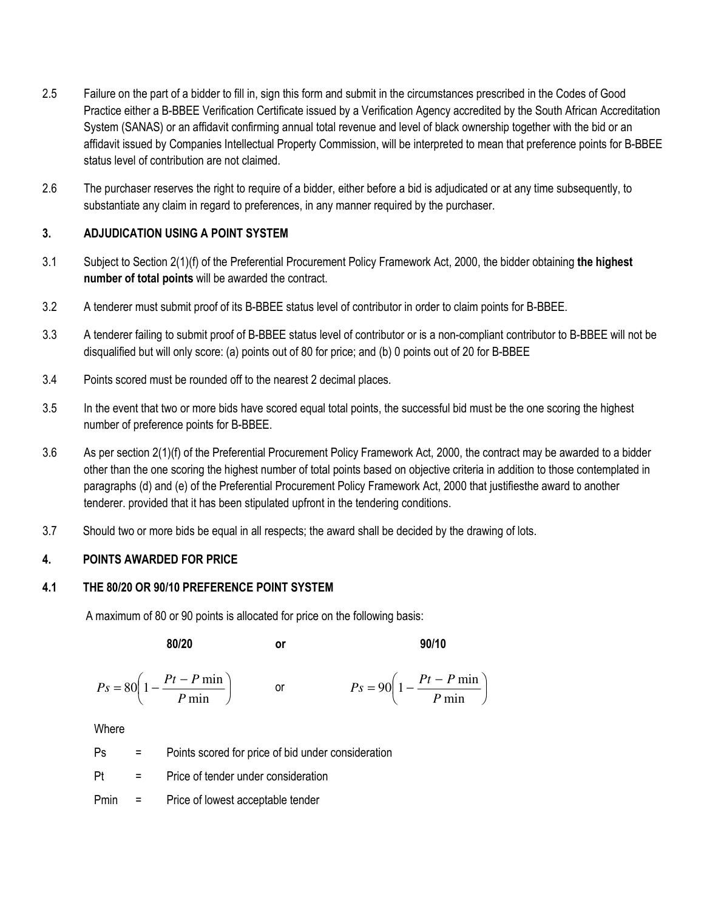2.5 Failure on the part of a bidder to fill in, sign this form and submit in the circumstances prescribed in the Codes of Good Practice either a B-BBEE Verification Certificate issued by a Verification Agency accredited by the South African Accreditation System (SANAS) or an affidavit confirming annual total revenue and level of black ownership together with the bid or an affidavit issued by Companies Intellectual Property Commission, will be interpreted to mean that preference points for B-BBEE status level of contribution are not claimed.

2.6 The purchaser reserves the right to require of a bidder, either before a bid is adjudicated or at any time subsequently, to substantiate any claim in regard to preferences, in any manner required by the purchaser.

## 3. ADJUDICATION USING A POINT SYSTEM

3.1 Subject to Section 2(1)(f) of the Preferential Procurement Policy Framework Act, 2000, the bidder obtaining **the highest number of total points** will be awarded the contract.

3.2 A tenderer must submit proof of its B-BBEE status level of contributor in order to claim points for B-BBEE.

3.3 A tenderer failing to submit proof of B-BBEE status level of contributor or is a non-compliant contributor to B-BBEE will not be disqualified but will only score: (a) points out of 80 for price; and (b) 0 points out of 20 for B-BBEE

3.4 Points scored must be rounded off to the nearest 2 decimal places.

3.5 In the event that two or more bids have scored equal total points, the successful bid must be the one scoring the highest number of preference points for B-BBEE.

3.6 As per section 2(1)(f) of the Preferential Procurement Policy Framework Act, 2000, the contract may be awarded to a bidder other than the one scoring the highest number of total points based on objective criteria in addition to those contemplated in paragraphs (d) and (e) of the Preferential Procurement Policy Framework Act, 2000 that justifiesthe award to another tenderer. provided that it has been stipulated upfront in the tendering conditions.

3.7 Should two or more bids be equal in all respects; the award shall be decided by the drawing of lots.

## 4. POINTS AWARDED FOR PRICE

### 4.1 THE 80/20 OR 90/10 PREFERENCE POINT SYSTEM

A maximum of 80 or 90 points is allocated for price on the following basis:

**80/20** or **90/10**

$$Ps = 80\left(1 - \frac{Pt - P\min}{P\min}\right) \quad \text{or} \quad Ps = 90\left(1 - \frac{Pt - P\min}{P\min}\right)$$

Where

Ps = Points scored for price of bid under consideration

Pt = Price of tender under consideration

Pmin = Price of lowest acceptable tender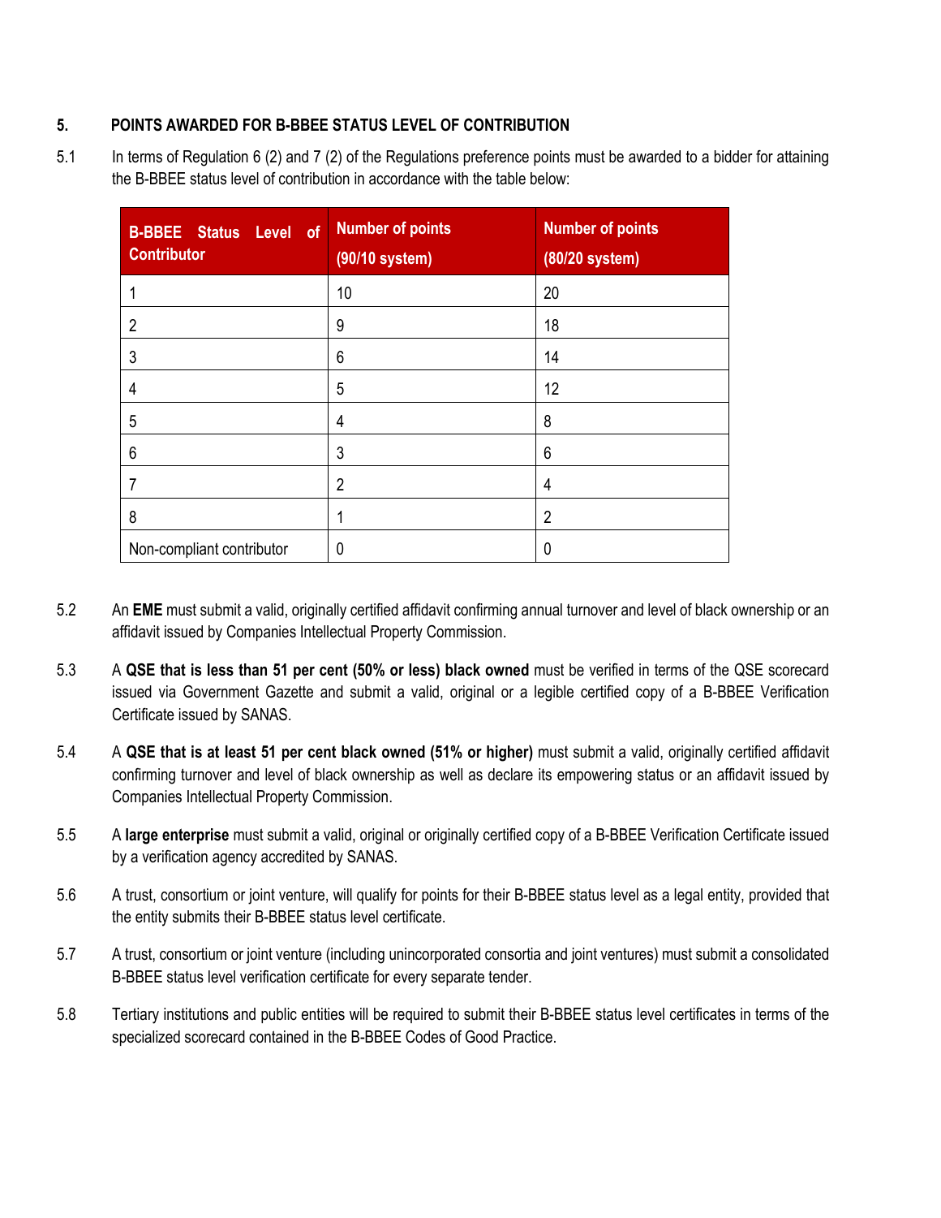## 5. POINTS AWARDED FOR B-BBEE STATUS LEVEL OF CONTRIBUTION

5.1 In terms of Regulation 6 (2) and 7 (2) of the Regulations preference points must be awarded to a bidder for attaining the B-BBEE status level of contribution in accordance with the table below:

| B-BBEE Status Level of Contributor | Number of points (90/10 system) | Number of points (80/20 system) |
|---|---|---|
| 1 | 10 | 20 |
| 2 | 9 | 18 |
| 3 | 6 | 14 |
| 4 | 5 | 12 |
| 5 | 4 | 8 |
| 6 | 3 | 6 |
| 7 | 2 | 4 |
| 8 | 1 | 2 |
| Non-compliant contributor | 0 | 0 |

5.2 An **EME** must submit a valid, originally certified affidavit confirming annual turnover and level of black ownership or an affidavit issued by Companies Intellectual Property Commission.

5.3 A **QSE that is less than 51 per cent (50% or less) black owned** must be verified in terms of the QSE scorecard issued via Government Gazette and submit a valid, original or a legible certified copy of a B-BBEE Verification Certificate issued by SANAS.

5.4 A **QSE that is at least 51 per cent black owned (51% or higher)** must submit a valid, originally certified affidavit confirming turnover and level of black ownership as well as declare its empowering status or an affidavit issued by Companies Intellectual Property Commission.

5.5 A **large enterprise** must submit a valid, original or originally certified copy of a B-BBEE Verification Certificate issued by a verification agency accredited by SANAS.

5.6 A trust, consortium or joint venture, will qualify for points for their B-BBEE status level as a legal entity, provided that the entity submits their B-BBEE status level certificate.

5.7 A trust, consortium or joint venture (including unincorporated consortia and joint ventures) must submit a consolidated B-BBEE status level verification certificate for every separate tender.

5.8 Tertiary institutions and public entities will be required to submit their B-BBEE status level certificates in terms of the specialized scorecard contained in the B-BBEE Codes of Good Practice.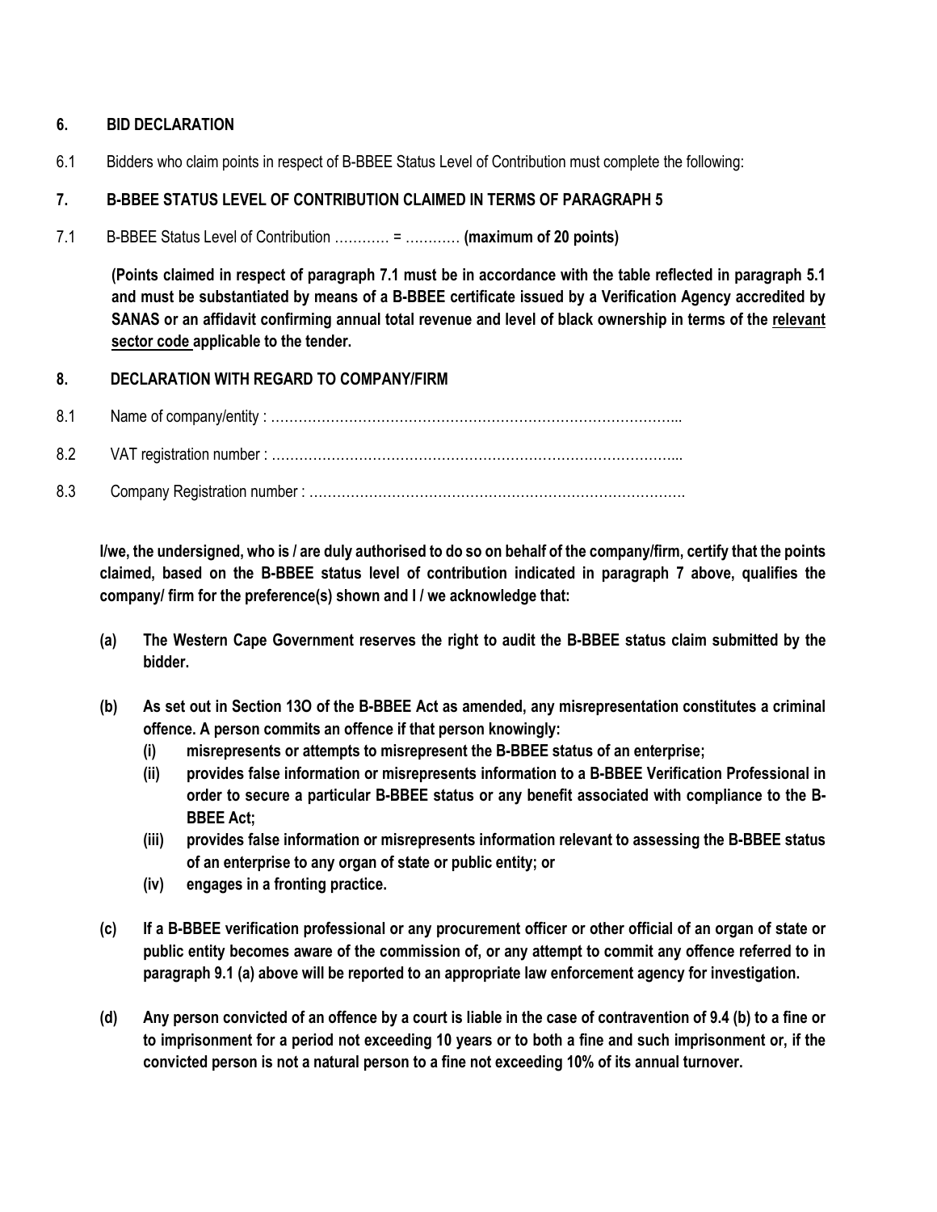## 6. BID DECLARATION

6.1 Bidders who claim points in respect of B-BBEE Status Level of Contribution must complete the following:

## 7. B-BBEE STATUS LEVEL OF CONTRIBUTION CLAIMED IN TERMS OF PARAGRAPH 5

7.1 B-BBEE Status Level of Contribution ………… = ………… **(maximum of 20 points)**

**(Points claimed in respect of paragraph 7.1 must be in accordance with the table reflected in paragraph 5.1 and must be substantiated by means of a B-BBEE certificate issued by a Verification Agency accredited by SANAS or an affidavit confirming annual total revenue and level of black ownership in terms of the <u>relevant sector code</u> applicable to the tender.**

## 8. DECLARATION WITH REGARD TO COMPANY/FIRM

8.1 Name of company/entity : ……………………………………………………………………………...

8.2 VAT registration number : ……………………………………………………………………………...

8.3 Company Registration number : ……………………………………………………………………….

**I/we, the undersigned, who is / are duly authorised to do so on behalf of the company/firm, certify that the points claimed, based on the B-BBEE status level of contribution indicated in paragraph 7 above, qualifies the company/ firm for the preference(s) shown and I / we acknowledge that:**

**(a) The Western Cape Government reserves the right to audit the B-BBEE status claim submitted by the bidder.**

**(b) As set out in Section 13O of the B-BBEE Act as amended, any misrepresentation constitutes a criminal offence. A person commits an offence if that person knowingly:**
  - **(i) misrepresents or attempts to misrepresent the B-BBEE status of an enterprise;**
  - **(ii) provides false information or misrepresents information to a B-BBEE Verification Professional in order to secure a particular B-BBEE status or any benefit associated with compliance to the B-BBEE Act;**
  - **(iii) provides false information or misrepresents information relevant to assessing the B-BBEE status of an enterprise to any organ of state or public entity; or**
  - **(iv) engages in a fronting practice.**

**(c) If a B-BBEE verification professional or any procurement officer or other official of an organ of state or public entity becomes aware of the commission of, or any attempt to commit any offence referred to in paragraph 9.1 (a) above will be reported to an appropriate law enforcement agency for investigation.**

**(d) Any person convicted of an offence by a court is liable in the case of contravention of 9.4 (b) to a fine or to imprisonment for a period not exceeding 10 years or to both a fine and such imprisonment or, if the convicted person is not a natural person to a fine not exceeding 10% of its annual turnover.**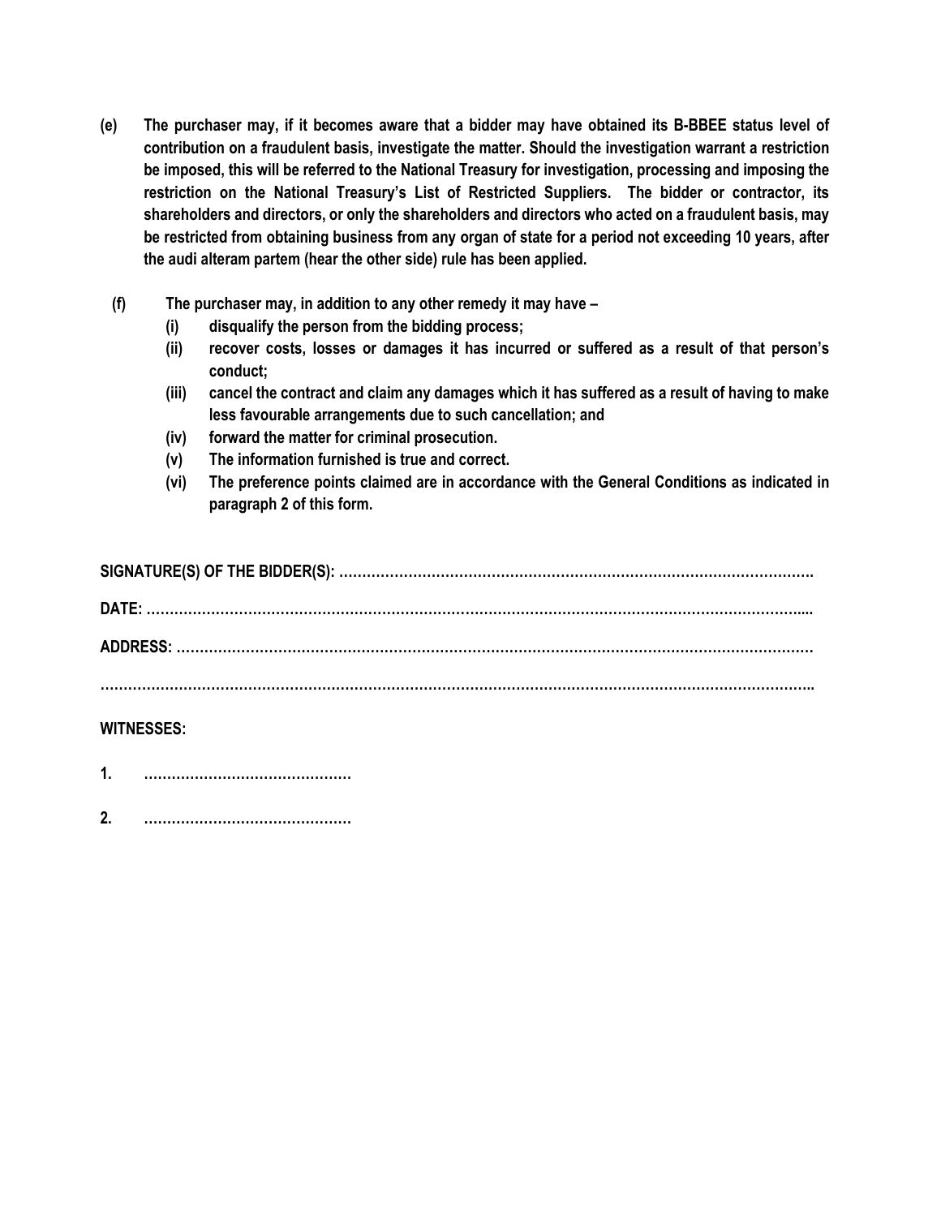**(e) The purchaser may, if it becomes aware that a bidder may have obtained its B-BBEE status level of contribution on a fraudulent basis, investigate the matter. Should the investigation warrant a restriction be imposed, this will be referred to the National Treasury for investigation, processing and imposing the restriction on the National Treasury's List of Restricted Suppliers. The bidder or contractor, its shareholders and directors, or only the shareholders and directors who acted on a fraudulent basis, may be restricted from obtaining business from any organ of state for a period not exceeding 10 years, after the audi alteram partem (hear the other side) rule has been applied.**

**(f) The purchaser may, in addition to any other remedy it may have –**

**(i) disqualify the person from the bidding process;**

**(ii) recover costs, losses or damages it has incurred or suffered as a result of that person's conduct;**

**(iii) cancel the contract and claim any damages which it has suffered as a result of having to make less favourable arrangements due to such cancellation; and**

**(iv) forward the matter for criminal prosecution.**

**(v) The information furnished is true and correct.**

**(vi) The preference points claimed are in accordance with the General Conditions as indicated in paragraph 2 of this form.**

**SIGNATURE(S) OF THE BIDDER(S): ………………………………………………………………………………………….**

**DATE: ………………………………………………………………………………………………………………………....**

**ADDRESS: ……………………………………………………………………………………………………………………**

**……………………………………………………………………………………………………………………………………..**

**WITNESSES:**

**1. ………………………………………**

**2. ………………………………………**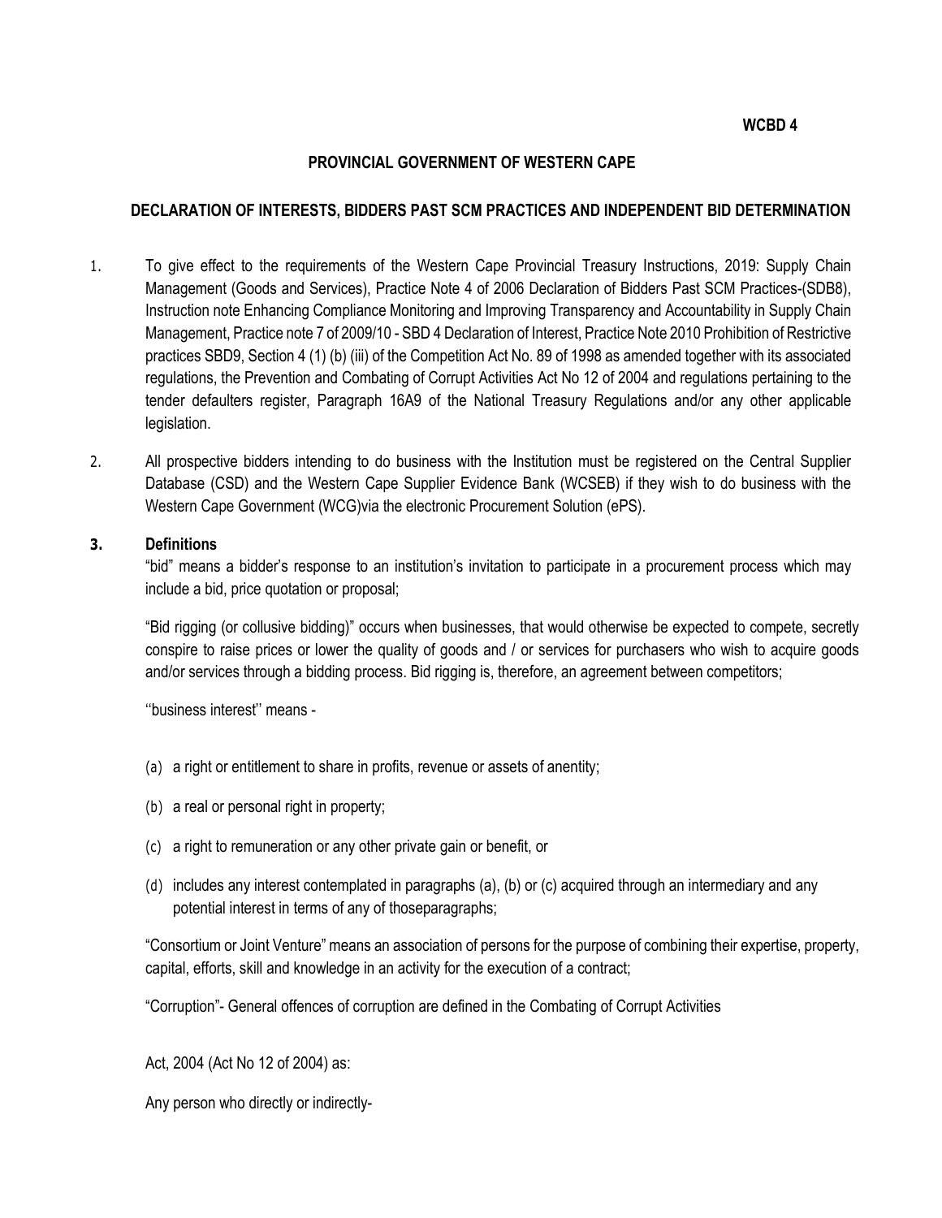**WCBD 4**

**PROVINCIAL GOVERNMENT OF WESTERN CAPE**

**DECLARATION OF INTERESTS, BIDDERS PAST SCM PRACTICES AND INDEPENDENT BID DETERMINATION**

1. To give effect to the requirements of the Western Cape Provincial Treasury Instructions, 2019: Supply Chain Management (Goods and Services), Practice Note 4 of 2006 Declaration of Bidders Past SCM Practices-(SDB8), Instruction note Enhancing Compliance Monitoring and Improving Transparency and Accountability in Supply Chain Management, Practice note 7 of 2009/10 - SBD 4 Declaration of Interest, Practice Note 2010 Prohibition of Restrictive practices SBD9, Section 4 (1) (b) (iii) of the Competition Act No. 89 of 1998 as amended together with its associated regulations, the Prevention and Combating of Corrupt Activities Act No 12 of 2004 and regulations pertaining to the tender defaulters register, Paragraph 16A9 of the National Treasury Regulations and/or any other applicable legislation.

2. All prospective bidders intending to do business with the Institution must be registered on the Central Supplier Database (CSD) and the Western Cape Supplier Evidence Bank (WCSEB) if they wish to do business with the Western Cape Government (WCG)via the electronic Procurement Solution (ePS).

**3. Definitions**

"bid" means a bidder's response to an institution's invitation to participate in a procurement process which may include a bid, price quotation or proposal;

"Bid rigging (or collusive bidding)" occurs when businesses, that would otherwise be expected to compete, secretly conspire to raise prices or lower the quality of goods and / or services for purchasers who wish to acquire goods and/or services through a bidding process. Bid rigging is, therefore, an agreement between competitors;

''business interest'' means -

(a) a right or entitlement to share in profits, revenue or assets of anentity;

(b) a real or personal right in property;

(c) a right to remuneration or any other private gain or benefit, or

(d) includes any interest contemplated in paragraphs (a), (b) or (c) acquired through an intermediary and any potential interest in terms of any of thoseparagraphs;

"Consortium or Joint Venture" means an association of persons for the purpose of combining their expertise, property, capital, efforts, skill and knowledge in an activity for the execution of a contract;

"Corruption"- General offences of corruption are defined in the Combating of Corrupt Activities

Act, 2004 (Act No 12 of 2004) as:

Any person who directly or indirectly-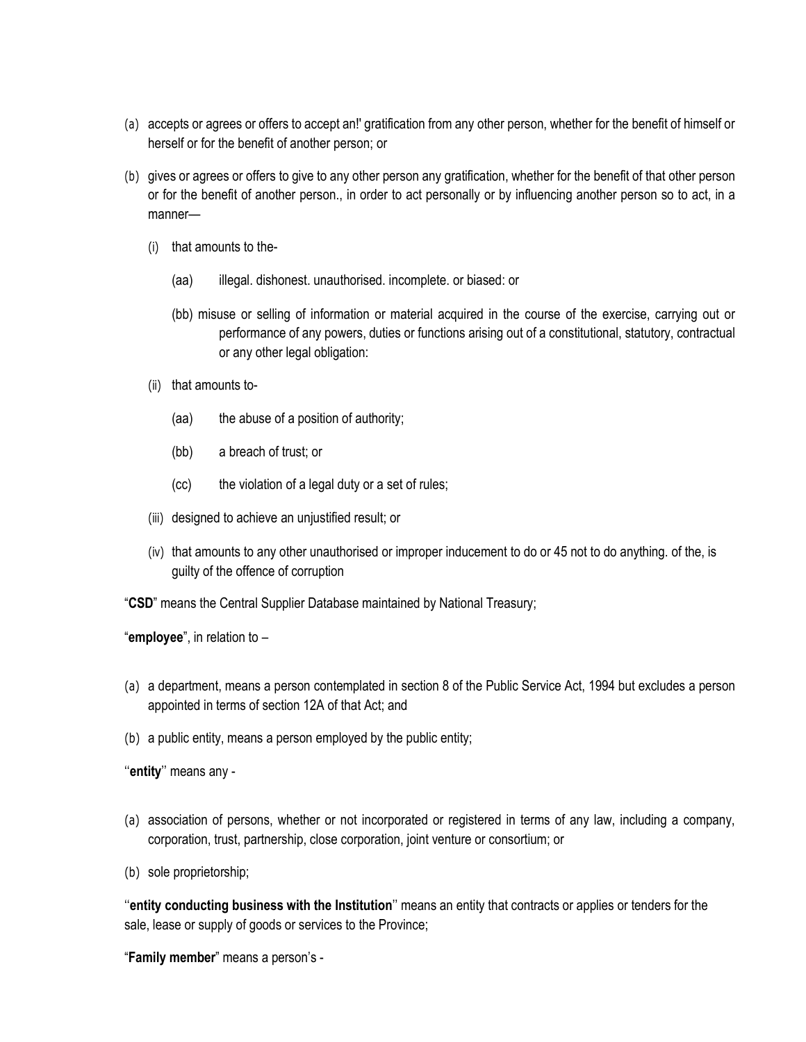(a) accepts or agrees or offers to accept an!' gratification from any other person, whether for the benefit of himself or herself or for the benefit of another person; or

(b) gives or agrees or offers to give to any other person any gratification, whether for the benefit of that other person or for the benefit of another person., in order to act personally or by influencing another person so to act, in a manner—

   (i) that amounts to the-

      (aa) illegal. dishonest. unauthorised. incomplete. or biased: or

      (bb) misuse or selling of information or material acquired in the course of the exercise, carrying out or performance of any powers, duties or functions arising out of a constitutional, statutory, contractual or any other legal obligation:

   (ii) that amounts to-

      (aa) the abuse of a position of authority;

      (bb) a breach of trust; or

      (cc) the violation of a legal duty or a set of rules;

   (iii) designed to achieve an unjustified result; or

   (iv) that amounts to any other unauthorised or improper inducement to do or 45 not to do anything. of the, is guilty of the offence of corruption

"**CSD**" means the Central Supplier Database maintained by National Treasury;

"**employee**", in relation to –

(a) a department, means a person contemplated in section 8 of the Public Service Act, 1994 but excludes a person appointed in terms of section 12A of that Act; and

(b) a public entity, means a person employed by the public entity;

''**entity**'' means any -

(a) association of persons, whether or not incorporated or registered in terms of any law, including a company, corporation, trust, partnership, close corporation, joint venture or consortium; or

(b) sole proprietorship;

''**entity conducting business with the Institution**'' means an entity that contracts or applies or tenders for the sale, lease or supply of goods or services to the Province;

"**Family member**" means a person's -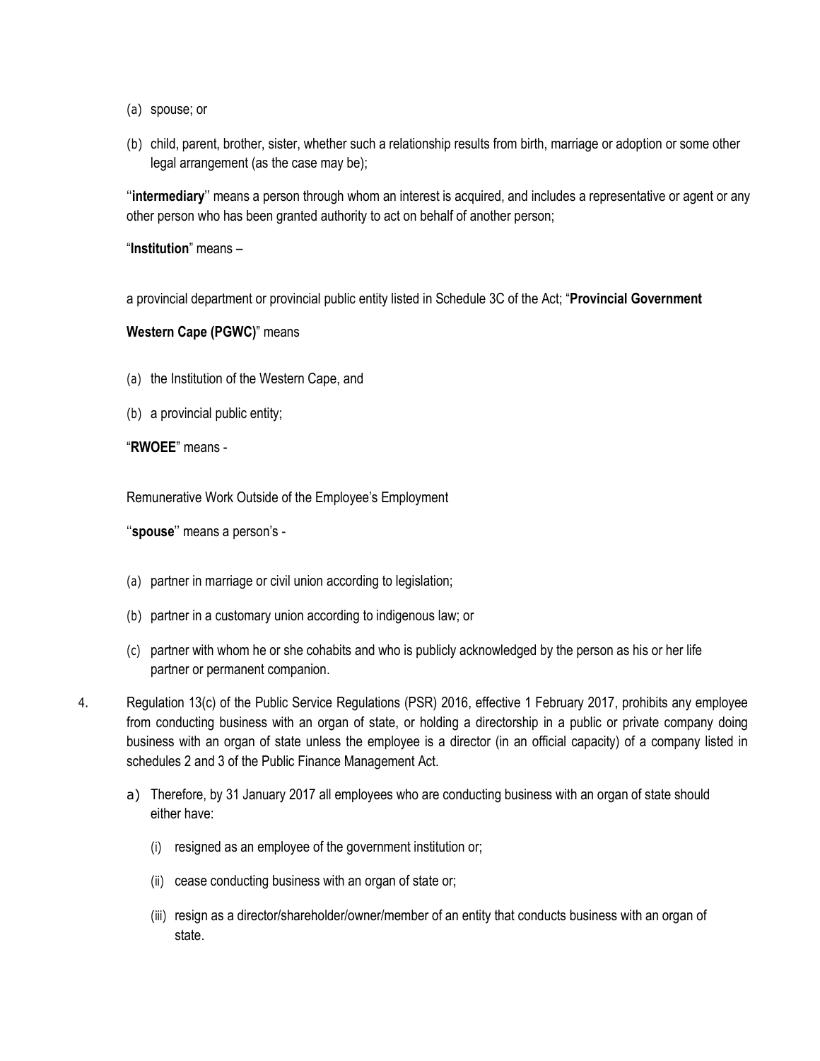(a) spouse; or

(b) child, parent, brother, sister, whether such a relationship results from birth, marriage or adoption or some other legal arrangement (as the case may be);

''**intermediary**'' means a person through whom an interest is acquired, and includes a representative or agent or any other person who has been granted authority to act on behalf of another person;

"**Institution**" means –

a provincial department or provincial public entity listed in Schedule 3C of the Act; "**Provincial Government Western Cape (PGWC)**" means

(a) the Institution of the Western Cape, and

(b) a provincial public entity;

"**RWOEE**" means -

Remunerative Work Outside of the Employee's Employment

''**spouse**'' means a person's -

(a) partner in marriage or civil union according to legislation;

(b) partner in a customary union according to indigenous law; or

(c) partner with whom he or she cohabits and who is publicly acknowledged by the person as his or her life partner or permanent companion.

4. Regulation 13(c) of the Public Service Regulations (PSR) 2016, effective 1 February 2017, prohibits any employee from conducting business with an organ of state, or holding a directorship in a public or private company doing business with an organ of state unless the employee is a director (in an official capacity) of a company listed in schedules 2 and 3 of the Public Finance Management Act.

   a) Therefore, by 31 January 2017 all employees who are conducting business with an organ of state should either have:

      (i) resigned as an employee of the government institution or;

      (ii) cease conducting business with an organ of state or;

      (iii) resign as a director/shareholder/owner/member of an entity that conducts business with an organ of state.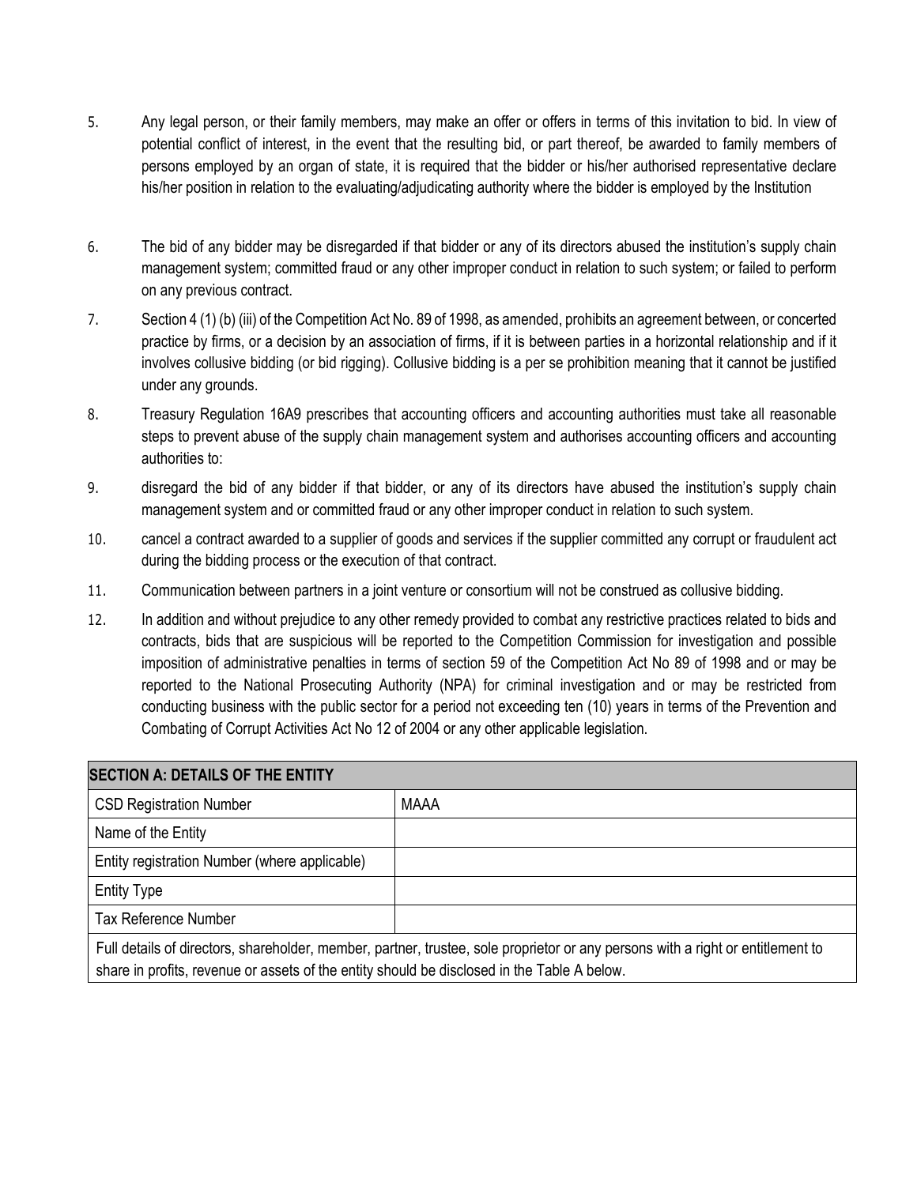5. Any legal person, or their family members, may make an offer or offers in terms of this invitation to bid. In view of potential conflict of interest, in the event that the resulting bid, or part thereof, be awarded to family members of persons employed by an organ of state, it is required that the bidder or his/her authorised representative declare his/her position in relation to the evaluating/adjudicating authority where the bidder is employed by the Institution

6. The bid of any bidder may be disregarded if that bidder or any of its directors abused the institution's supply chain management system; committed fraud or any other improper conduct in relation to such system; or failed to perform on any previous contract.

7. Section 4 (1) (b) (iii) of the Competition Act No. 89 of 1998, as amended, prohibits an agreement between, or concerted practice by firms, or a decision by an association of firms, if it is between parties in a horizontal relationship and if it involves collusive bidding (or bid rigging). Collusive bidding is a per se prohibition meaning that it cannot be justified under any grounds.

8. Treasury Regulation 16A9 prescribes that accounting officers and accounting authorities must take all reasonable steps to prevent abuse of the supply chain management system and authorises accounting officers and accounting authorities to:

9. disregard the bid of any bidder if that bidder, or any of its directors have abused the institution's supply chain management system and or committed fraud or any other improper conduct in relation to such system.

10. cancel a contract awarded to a supplier of goods and services if the supplier committed any corrupt or fraudulent act during the bidding process or the execution of that contract.

11. Communication between partners in a joint venture or consortium will not be construed as collusive bidding.

12. In addition and without prejudice to any other remedy provided to combat any restrictive practices related to bids and contracts, bids that are suspicious will be reported to the Competition Commission for investigation and possible imposition of administrative penalties in terms of section 59 of the Competition Act No 89 of 1998 and or may be reported to the National Prosecuting Authority (NPA) for criminal investigation and or may be restricted from conducting business with the public sector for a period not exceeding ten (10) years in terms of the Prevention and Combating of Corrupt Activities Act No 12 of 2004 or any other applicable legislation.

| SECTION A: DETAILS OF THE ENTITY | |
|---|---|
| CSD Registration Number | MAAA |
| Name of the Entity | |
| Entity registration Number (where applicable) | |
| Entity Type | |
| Tax Reference Number | |
| Full details of directors, shareholder, member, partner, trustee, sole proprietor or any persons with a right or entitlement to share in profits, revenue or assets of the entity should be disclosed in the Table A below. | |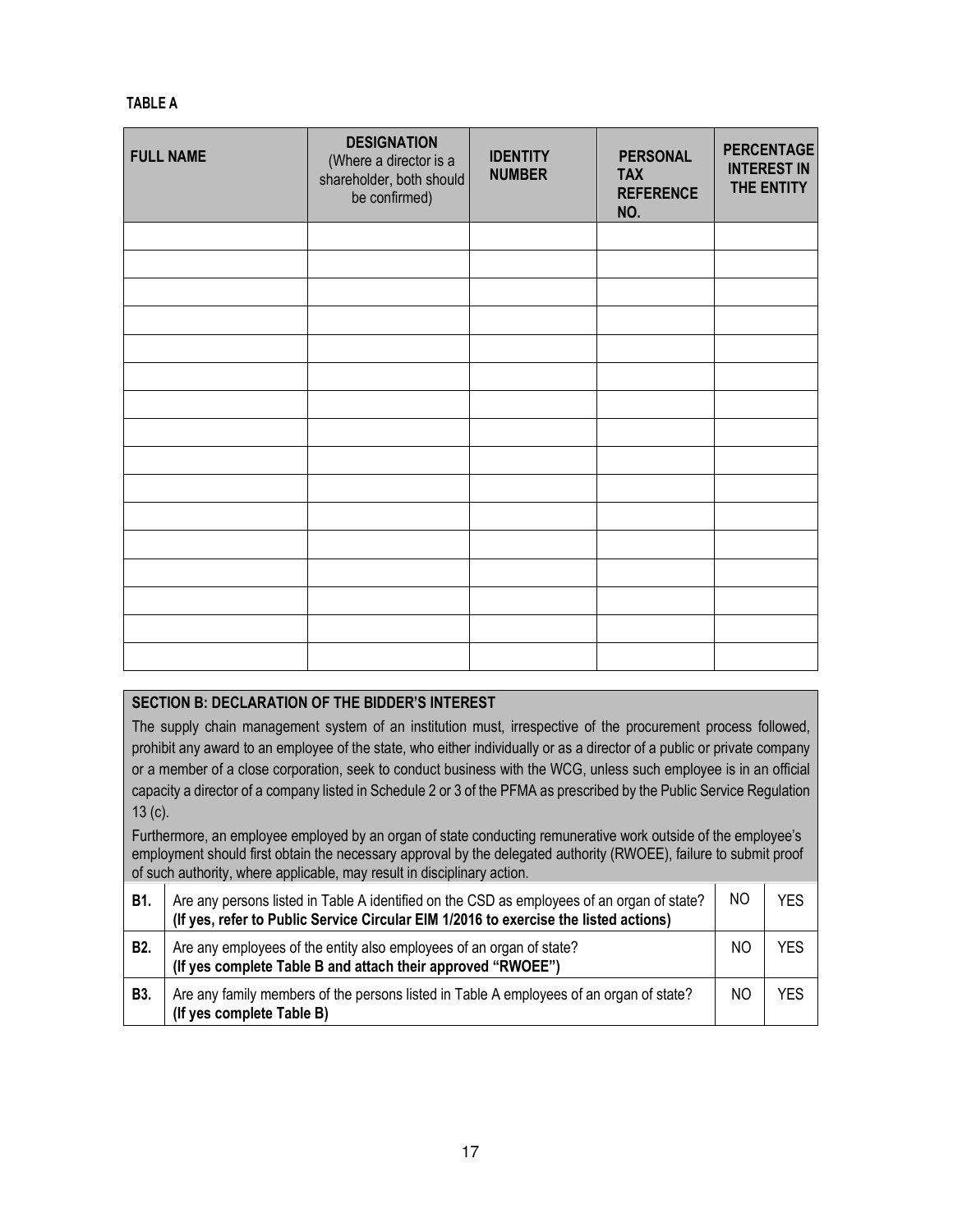**TABLE A**

| FULL NAME | DESIGNATION (Where a director is a shareholder, both should be confirmed) | IDENTITY NUMBER | PERSONAL TAX REFERENCE NO. | PERCENTAGE INTEREST IN THE ENTITY |
|---|---|---|---|---|
| | | | | |
| | | | | |
| | | | | |
| | | | | |
| | | | | |
| | | | | |
| | | | | |
| | | | | |
| | | | | |
| | | | | |
| | | | | |
| | | | | |
| | | | | |
| | | | | |
| | | | | |
| | | | | |

**SECTION B: DECLARATION OF THE BIDDER'S INTEREST**

The supply chain management system of an institution must, irrespective of the procurement process followed, prohibit any award to an employee of the state, who either individually or as a director of a public or private company or a member of a close corporation, seek to conduct business with the WCG, unless such employee is in an official capacity a director of a company listed in Schedule 2 or 3 of the PFMA as prescribed by the Public Service Regulation 13 (c).

Furthermore, an employee employed by an organ of state conducting remunerative work outside of the employee's employment should first obtain the necessary approval by the delegated authority (RWOEE), failure to submit proof of such authority, where applicable, may result in disciplinary action.

| | | | |
|---|---|---|---|
| **B1.** | Are any persons listed in Table A identified on the CSD as employees of an organ of state? **(If yes, refer to Public Service Circular EIM 1/2016 to exercise the listed actions)** | NO | YES |
| **B2.** | Are any employees of the entity also employees of an organ of state? **(If yes complete Table B and attach their approved "RWOEE")** | NO | YES |
| **B3.** | Are any family members of the persons listed in Table A employees of an organ of state? **(If yes complete Table B)** | NO | YES |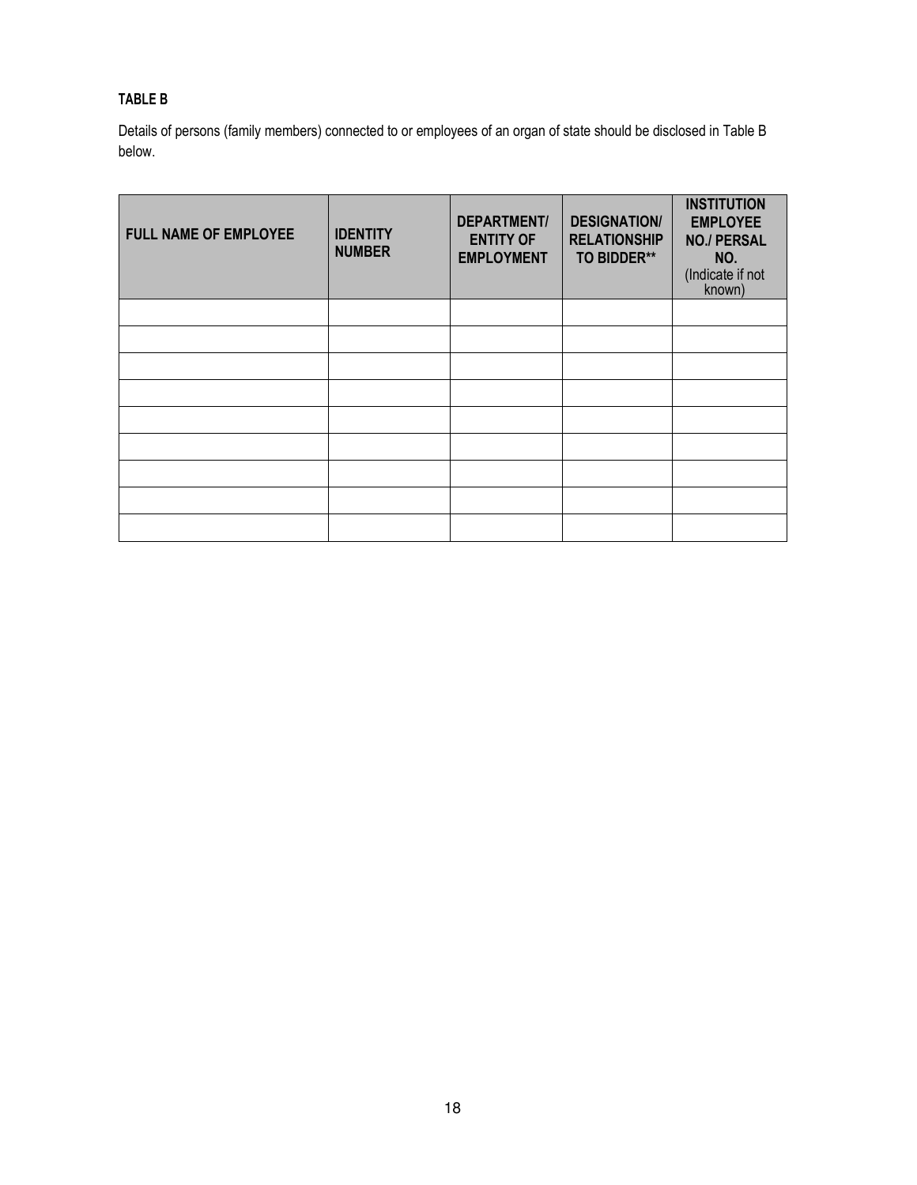**TABLE B**

Details of persons (family members) connected to or employees of an organ of state should be disclosed in Table B below.

| FULL NAME OF EMPLOYEE | IDENTITY NUMBER | DEPARTMENT/ ENTITY OF EMPLOYMENT | DESIGNATION/ RELATIONSHIP TO BIDDER** | INSTITUTION EMPLOYEE NO./ PERSAL NO. (Indicate if not known) |
|---|---|---|---|---|
| | | | | |
| | | | | |
| | | | | |
| | | | | |
| | | | | |
| | | | | |
| | | | | |
| | | | | |
| | | | | |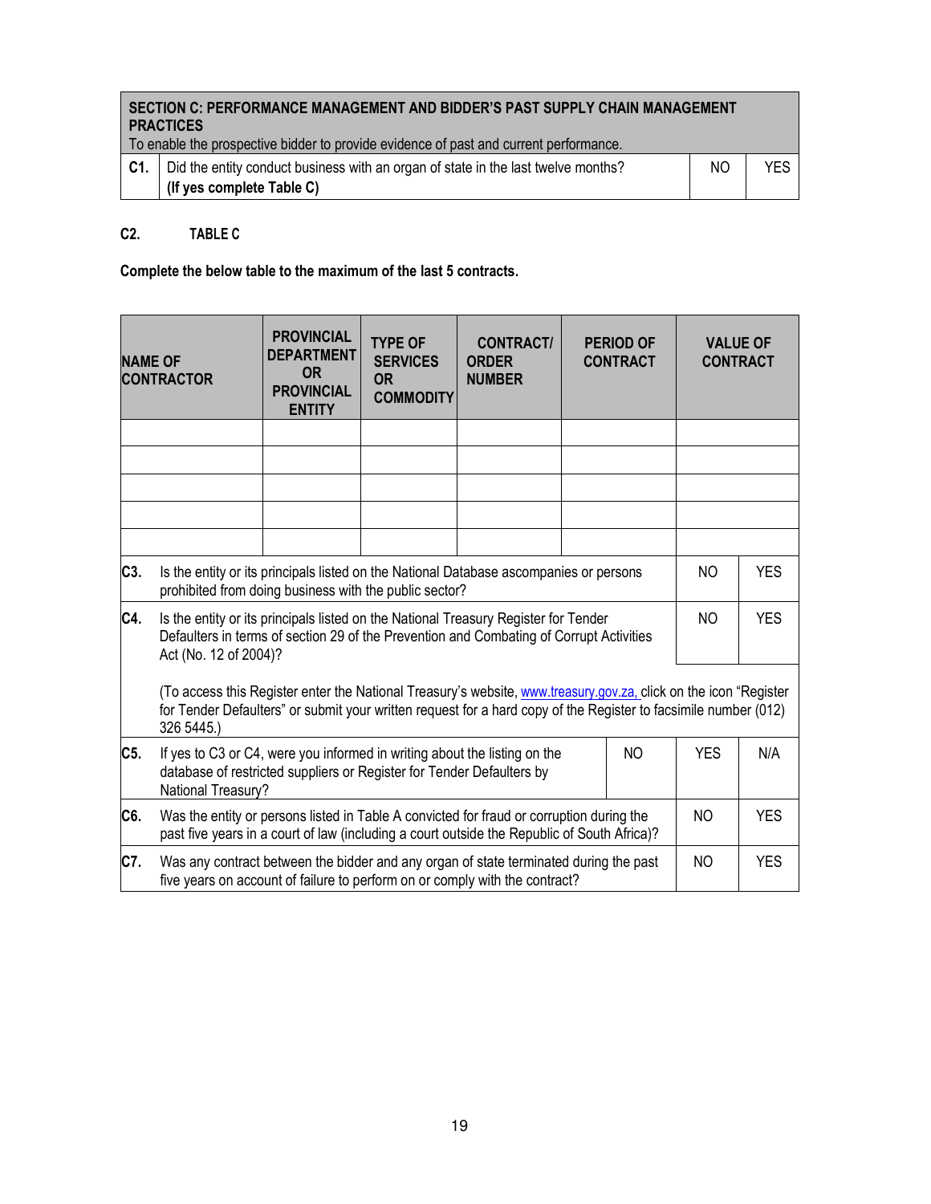| SECTION C: PERFORMANCE MANAGEMENT AND BIDDER'S PAST SUPPLY CHAIN MANAGEMENT PRACTICES<br>To enable the prospective bidder to provide evidence of past and current performance. | | | |
|---|---|---|---|
| C1. | Did the entity conduct business with an organ of state in the last twelve months?<br>**(If yes complete Table C)** | NO | YES |

**C2. TABLE C**

**Complete the below table to the maximum of the last 5 contracts.**

| NAME OF CONTRACTOR | PROVINCIAL DEPARTMENT OR PROVINCIAL ENTITY | TYPE OF SERVICES OR COMMODITY | CONTRACT/ ORDER NUMBER | PERIOD OF CONTRACT | VALUE OF CONTRACT |
|---|---|---|---|---|---|
| | | | | | |
| | | | | | |
| | | | | | |
| | | | | | |
| | | | | | |

| | | | | |
|---|---|---|---|---|
| C3. | Is the entity or its principals listed on the National Database ascompanies or persons prohibited from doing business with the public sector? | | NO | YES |
| C4. | Is the entity or its principals listed on the National Treasury Register for Tender Defaulters in terms of section 29 of the Prevention and Combating of Corrupt Activities Act (No. 12 of 2004)?<br><br>(To access this Register enter the National Treasury's website, www.treasury.gov.za, click on the icon "Register for Tender Defaulters" or submit your written request for a hard copy of the Register to facsimile number (012) 326 5445.) | | NO | YES |
| C5. | If yes to C3 or C4, were you informed in writing about the listing on the database of restricted suppliers or Register for Tender Defaulters by National Treasury? | NO | YES | N/A |
| C6. | Was the entity or persons listed in Table A convicted for fraud or corruption during the past five years in a court of law (including a court outside the Republic of South Africa)? | | NO | YES |
| C7. | Was any contract between the bidder and any organ of state terminated during the past five years on account of failure to perform on or comply with the contract? | | NO | YES |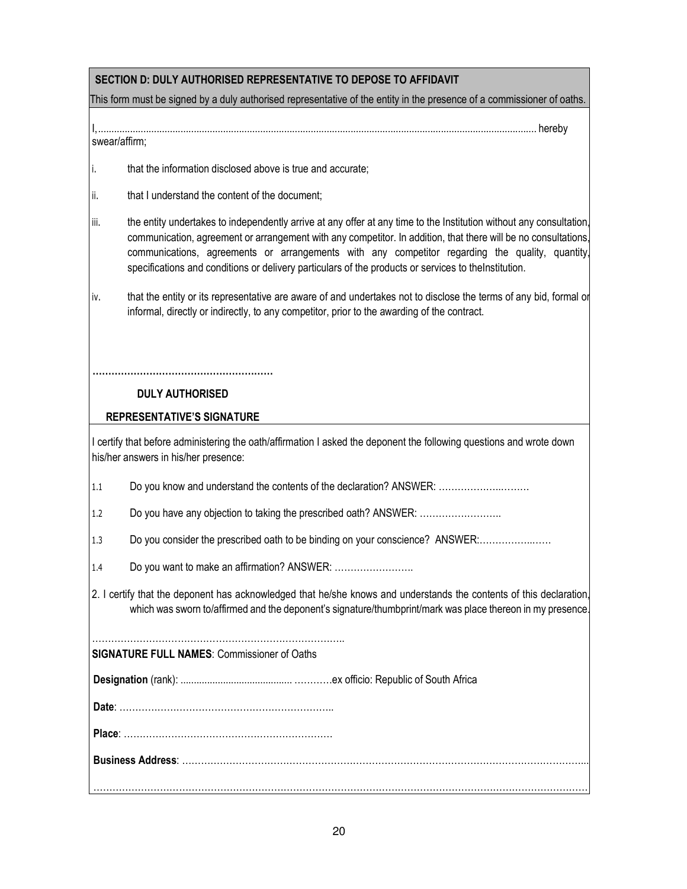## SECTION D: DULY AUTHORISED REPRESENTATIVE TO DEPOSE TO AFFIDAVIT

This form must be signed by a duly authorised representative of the entity in the presence of a commissioner of oaths.

I,.............................................................................................................................................................................. hereby swear/affirm;

i. that the information disclosed above is true and accurate;

ii. that I understand the content of the document;

iii. the entity undertakes to independently arrive at any offer at any time to the Institution without any consultation, communication, agreement or arrangement with any competitor. In addition, that there will be no consultations, communications, agreements or arrangements with any competitor regarding the quality, quantity, specifications and conditions or delivery particulars of the products or services to theInstitution.

iv. that the entity or its representative are aware of and undertakes not to disclose the terms of any bid, formal or informal, directly or indirectly, to any competitor, prior to the awarding of the contract.

………………………………………………

**DULY AUTHORISED REPRESENTATIVE'S SIGNATURE**

I certify that before administering the oath/affirmation I asked the deponent the following questions and wrote down his/her answers in his/her presence:

1.1 Do you know and understand the contents of the declaration? ANSWER: ……………….………

1.2 Do you have any objection to taking the prescribed oath? ANSWER: ……………………..

1.3 Do you consider the prescribed oath to be binding on your conscience? ANSWER:……………..……

1.4 Do you want to make an affirmation? ANSWER: ……………………..

2. I certify that the deponent has acknowledged that he/she knows and understands the contents of this declaration, which was sworn to/affirmed and the deponent's signature/thumbprint/mark was place thereon in my presence.

……………………………………………………………………..

**SIGNATURE FULL NAMES**: Commissioner of Oaths

**Designation** (rank): ......................................... …………ex officio: Republic of South Africa

**Date**: …………………………………………………………..

**Place**: …………………………………………………………

**Business Address**: ……………………………………………………………………………………………………………………...

………………………………………………………………………………………………………………………………………………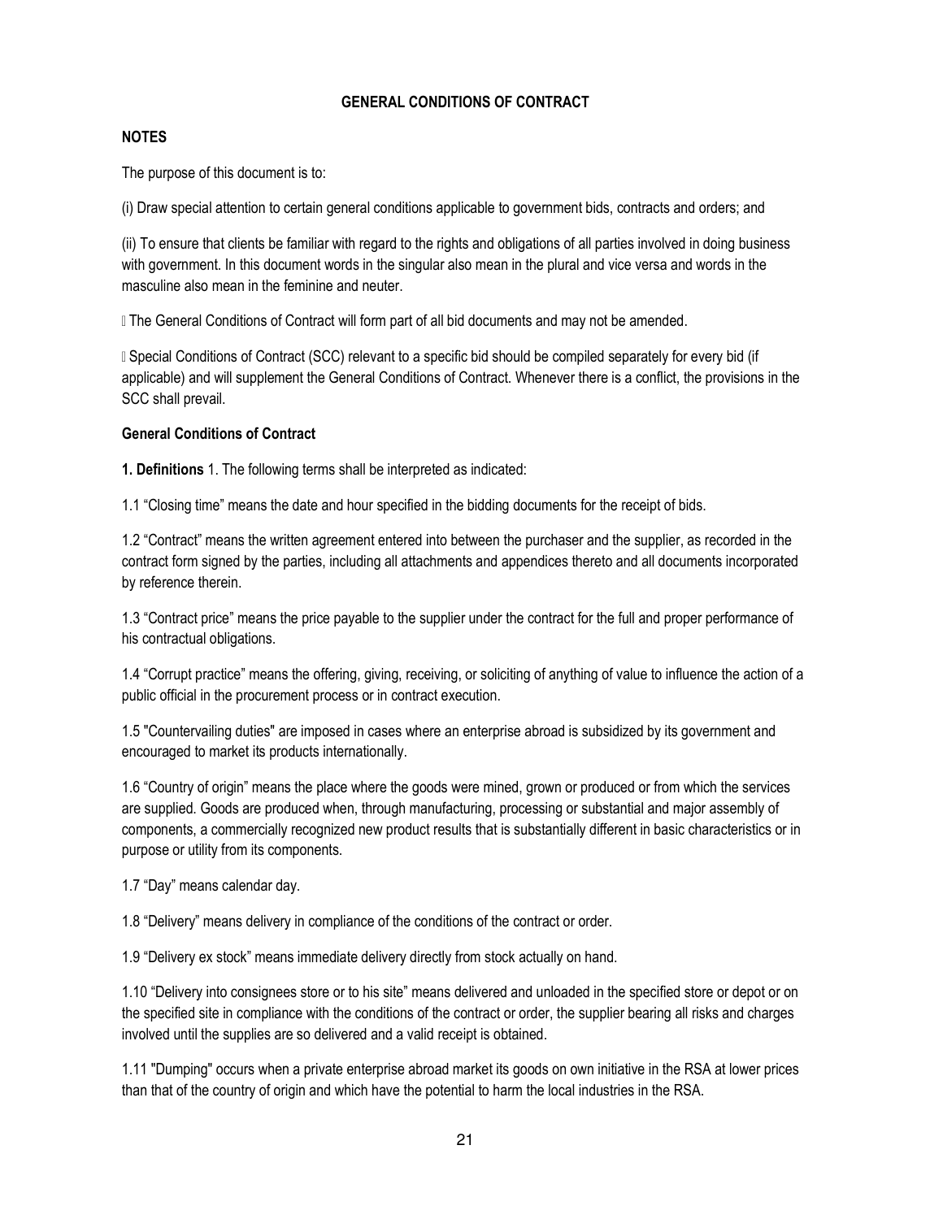## GENERAL CONDITIONS OF CONTRACT

**NOTES**

The purpose of this document is to:

(i) Draw special attention to certain general conditions applicable to government bids, contracts and orders; and

(ii) To ensure that clients be familiar with regard to the rights and obligations of all parties involved in doing business with government. In this document words in the singular also mean in the plural and vice versa and words in the masculine also mean in the feminine and neuter.

 The General Conditions of Contract will form part of all bid documents and may not be amended.

 Special Conditions of Contract (SCC) relevant to a specific bid should be compiled separately for every bid (if applicable) and will supplement the General Conditions of Contract. Whenever there is a conflict, the provisions in the SCC shall prevail.

**General Conditions of Contract**

**1. Definitions** 1. The following terms shall be interpreted as indicated:

1.1 “Closing time” means the date and hour specified in the bidding documents for the receipt of bids.

1.2 “Contract” means the written agreement entered into between the purchaser and the supplier, as recorded in the contract form signed by the parties, including all attachments and appendices thereto and all documents incorporated by reference therein.

1.3 “Contract price” means the price payable to the supplier under the contract for the full and proper performance of his contractual obligations.

1.4 “Corrupt practice” means the offering, giving, receiving, or soliciting of anything of value to influence the action of a public official in the procurement process or in contract execution.

1.5 "Countervailing duties" are imposed in cases where an enterprise abroad is subsidized by its government and encouraged to market its products internationally.

1.6 “Country of origin” means the place where the goods were mined, grown or produced or from which the services are supplied. Goods are produced when, through manufacturing, processing or substantial and major assembly of components, a commercially recognized new product results that is substantially different in basic characteristics or in purpose or utility from its components.

1.7 “Day” means calendar day.

1.8 “Delivery” means delivery in compliance of the conditions of the contract or order.

1.9 “Delivery ex stock” means immediate delivery directly from stock actually on hand.

1.10 “Delivery into consignees store or to his site” means delivered and unloaded in the specified store or depot or on the specified site in compliance with the conditions of the contract or order, the supplier bearing all risks and charges involved until the supplies are so delivered and a valid receipt is obtained.

1.11 "Dumping" occurs when a private enterprise abroad market its goods on own initiative in the RSA at lower prices than that of the country of origin and which have the potential to harm the local industries in the RSA.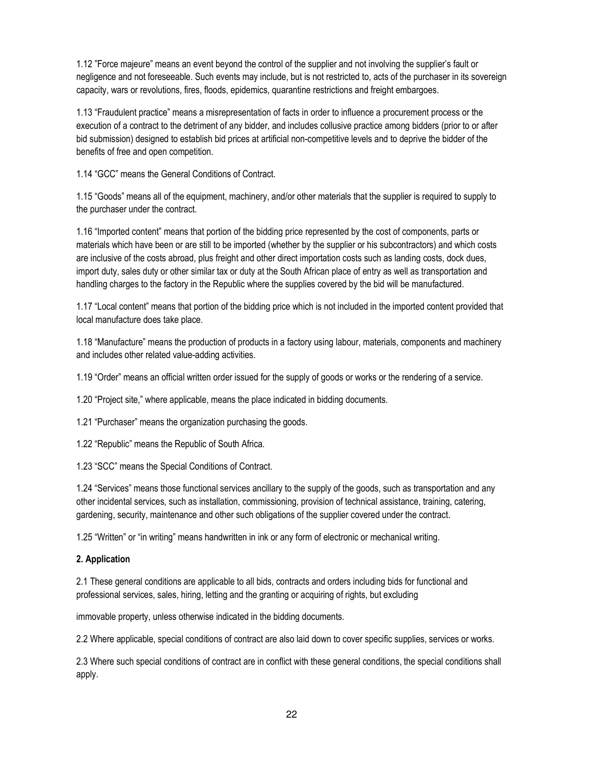1.12 ”Force majeure” means an event beyond the control of the supplier and not involving the supplier’s fault or negligence and not foreseeable. Such events may include, but is not restricted to, acts of the purchaser in its sovereign capacity, wars or revolutions, fires, floods, epidemics, quarantine restrictions and freight embargoes.

1.13 “Fraudulent practice” means a misrepresentation of facts in order to influence a procurement process or the execution of a contract to the detriment of any bidder, and includes collusive practice among bidders (prior to or after bid submission) designed to establish bid prices at artificial non-competitive levels and to deprive the bidder of the benefits of free and open competition.

1.14 “GCC” means the General Conditions of Contract.

1.15 “Goods” means all of the equipment, machinery, and/or other materials that the supplier is required to supply to the purchaser under the contract.

1.16 “Imported content” means that portion of the bidding price represented by the cost of components, parts or materials which have been or are still to be imported (whether by the supplier or his subcontractors) and which costs are inclusive of the costs abroad, plus freight and other direct importation costs such as landing costs, dock dues, import duty, sales duty or other similar tax or duty at the South African place of entry as well as transportation and handling charges to the factory in the Republic where the supplies covered by the bid will be manufactured.

1.17 “Local content” means that portion of the bidding price which is not included in the imported content provided that local manufacture does take place.

1.18 “Manufacture” means the production of products in a factory using labour, materials, components and machinery and includes other related value-adding activities.

1.19 “Order” means an official written order issued for the supply of goods or works or the rendering of a service.

1.20 “Project site,” where applicable, means the place indicated in bidding documents.

1.21 “Purchaser” means the organization purchasing the goods.

1.22 “Republic” means the Republic of South Africa.

1.23 “SCC” means the Special Conditions of Contract.

1.24 “Services” means those functional services ancillary to the supply of the goods, such as transportation and any other incidental services, such as installation, commissioning, provision of technical assistance, training, catering, gardening, security, maintenance and other such obligations of the supplier covered under the contract.

1.25 “Written” or “in writing” means handwritten in ink or any form of electronic or mechanical writing.

**2. Application**

2.1 These general conditions are applicable to all bids, contracts and orders including bids for functional and professional services, sales, hiring, letting and the granting or acquiring of rights, but excluding

immovable property, unless otherwise indicated in the bidding documents.

2.2 Where applicable, special conditions of contract are also laid down to cover specific supplies, services or works.

2.3 Where such special conditions of contract are in conflict with these general conditions, the special conditions shall apply.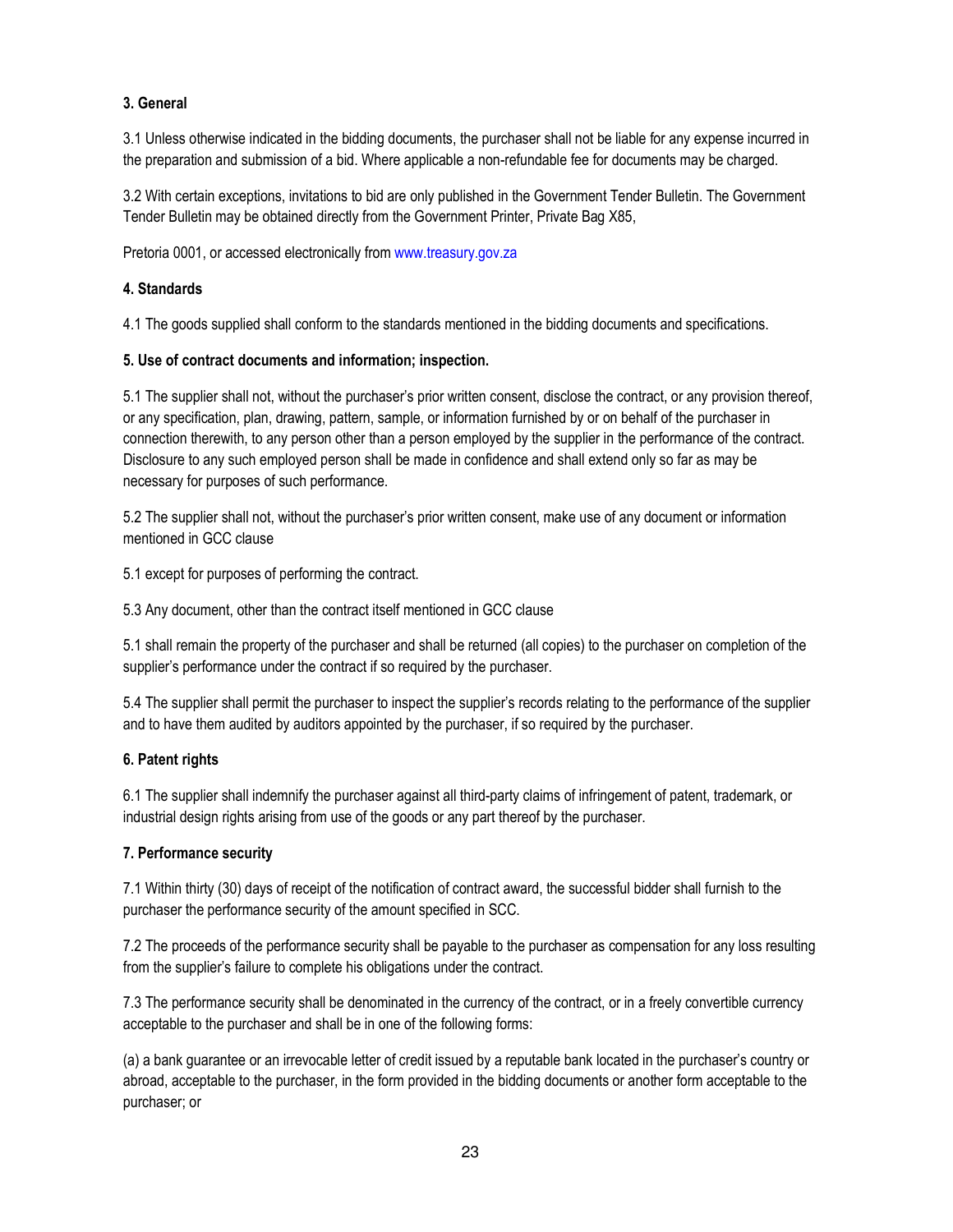**3. General**

3.1 Unless otherwise indicated in the bidding documents, the purchaser shall not be liable for any expense incurred in the preparation and submission of a bid. Where applicable a non-refundable fee for documents may be charged.

3.2 With certain exceptions, invitations to bid are only published in the Government Tender Bulletin. The Government Tender Bulletin may be obtained directly from the Government Printer, Private Bag X85,

Pretoria 0001, or accessed electronically from www.treasury.gov.za

**4. Standards**

4.1 The goods supplied shall conform to the standards mentioned in the bidding documents and specifications.

**5. Use of contract documents and information; inspection.**

5.1 The supplier shall not, without the purchaser's prior written consent, disclose the contract, or any provision thereof, or any specification, plan, drawing, pattern, sample, or information furnished by or on behalf of the purchaser in connection therewith, to any person other than a person employed by the supplier in the performance of the contract. Disclosure to any such employed person shall be made in confidence and shall extend only so far as may be necessary for purposes of such performance.

5.2 The supplier shall not, without the purchaser's prior written consent, make use of any document or information mentioned in GCC clause

5.1 except for purposes of performing the contract.

5.3 Any document, other than the contract itself mentioned in GCC clause

5.1 shall remain the property of the purchaser and shall be returned (all copies) to the purchaser on completion of the supplier's performance under the contract if so required by the purchaser.

5.4 The supplier shall permit the purchaser to inspect the supplier's records relating to the performance of the supplier and to have them audited by auditors appointed by the purchaser, if so required by the purchaser.

**6. Patent rights**

6.1 The supplier shall indemnify the purchaser against all third-party claims of infringement of patent, trademark, or industrial design rights arising from use of the goods or any part thereof by the purchaser.

**7. Performance security**

7.1 Within thirty (30) days of receipt of the notification of contract award, the successful bidder shall furnish to the purchaser the performance security of the amount specified in SCC.

7.2 The proceeds of the performance security shall be payable to the purchaser as compensation for any loss resulting from the supplier's failure to complete his obligations under the contract.

7.3 The performance security shall be denominated in the currency of the contract, or in a freely convertible currency acceptable to the purchaser and shall be in one of the following forms:

(a) a bank guarantee or an irrevocable letter of credit issued by a reputable bank located in the purchaser's country or abroad, acceptable to the purchaser, in the form provided in the bidding documents or another form acceptable to the purchaser; or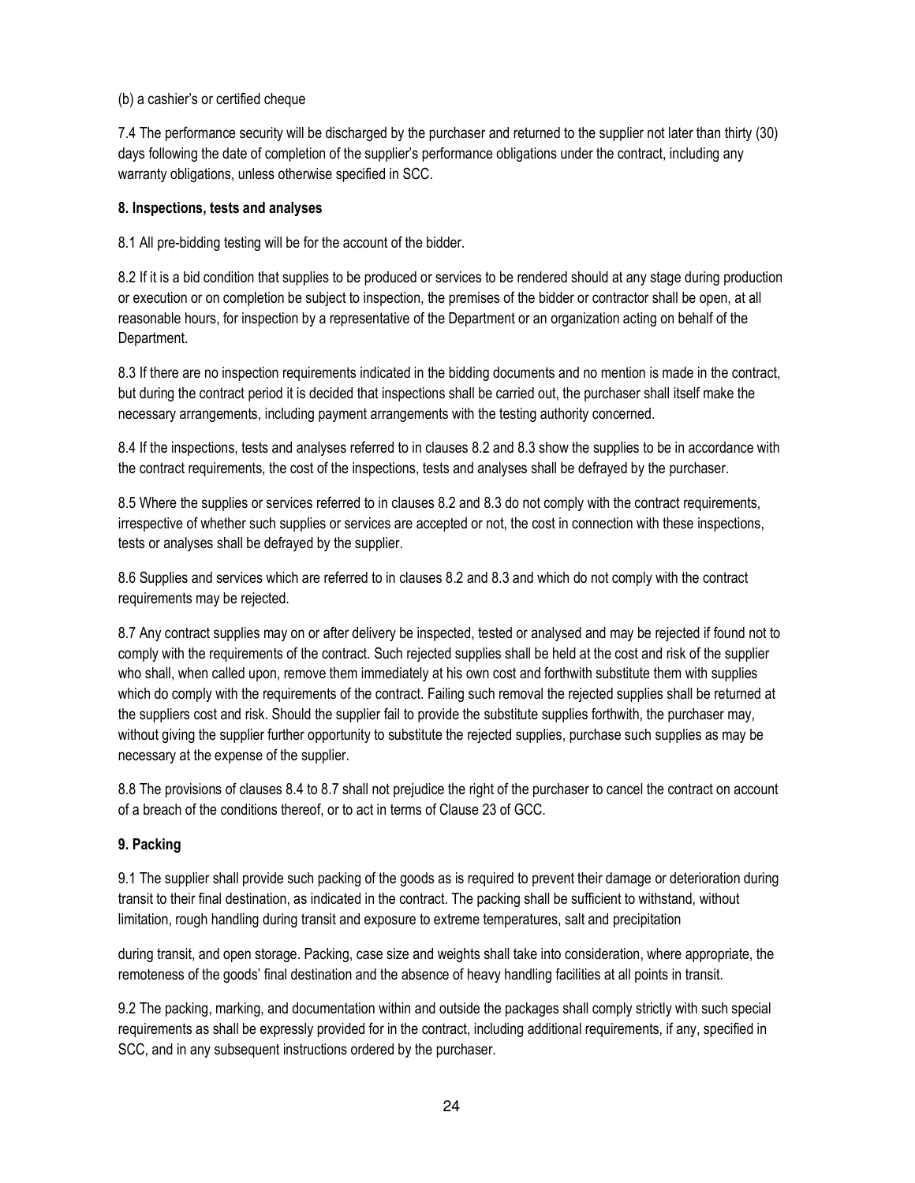(b) a cashier's or certified cheque

7.4 The performance security will be discharged by the purchaser and returned to the supplier not later than thirty (30) days following the date of completion of the supplier's performance obligations under the contract, including any warranty obligations, unless otherwise specified in SCC.

**8. Inspections, tests and analyses**

8.1 All pre-bidding testing will be for the account of the bidder.

8.2 If it is a bid condition that supplies to be produced or services to be rendered should at any stage during production or execution or on completion be subject to inspection, the premises of the bidder or contractor shall be open, at all reasonable hours, for inspection by a representative of the Department or an organization acting on behalf of the Department.

8.3 If there are no inspection requirements indicated in the bidding documents and no mention is made in the contract, but during the contract period it is decided that inspections shall be carried out, the purchaser shall itself make the necessary arrangements, including payment arrangements with the testing authority concerned.

8.4 If the inspections, tests and analyses referred to in clauses 8.2 and 8.3 show the supplies to be in accordance with the contract requirements, the cost of the inspections, tests and analyses shall be defrayed by the purchaser.

8.5 Where the supplies or services referred to in clauses 8.2 and 8.3 do not comply with the contract requirements, irrespective of whether such supplies or services are accepted or not, the cost in connection with these inspections, tests or analyses shall be defrayed by the supplier.

8.6 Supplies and services which are referred to in clauses 8.2 and 8.3 and which do not comply with the contract requirements may be rejected.

8.7 Any contract supplies may on or after delivery be inspected, tested or analysed and may be rejected if found not to comply with the requirements of the contract. Such rejected supplies shall be held at the cost and risk of the supplier who shall, when called upon, remove them immediately at his own cost and forthwith substitute them with supplies which do comply with the requirements of the contract. Failing such removal the rejected supplies shall be returned at the suppliers cost and risk. Should the supplier fail to provide the substitute supplies forthwith, the purchaser may, without giving the supplier further opportunity to substitute the rejected supplies, purchase such supplies as may be necessary at the expense of the supplier.

8.8 The provisions of clauses 8.4 to 8.7 shall not prejudice the right of the purchaser to cancel the contract on account of a breach of the conditions thereof, or to act in terms of Clause 23 of GCC.

**9. Packing**

9.1 The supplier shall provide such packing of the goods as is required to prevent their damage or deterioration during transit to their final destination, as indicated in the contract. The packing shall be sufficient to withstand, without limitation, rough handling during transit and exposure to extreme temperatures, salt and precipitation during transit, and open storage. Packing, case size and weights shall take into consideration, where appropriate, the remoteness of the goods' final destination and the absence of heavy handling facilities at all points in transit.

9.2 The packing, marking, and documentation within and outside the packages shall comply strictly with such special requirements as shall be expressly provided for in the contract, including additional requirements, if any, specified in SCC, and in any subsequent instructions ordered by the purchaser.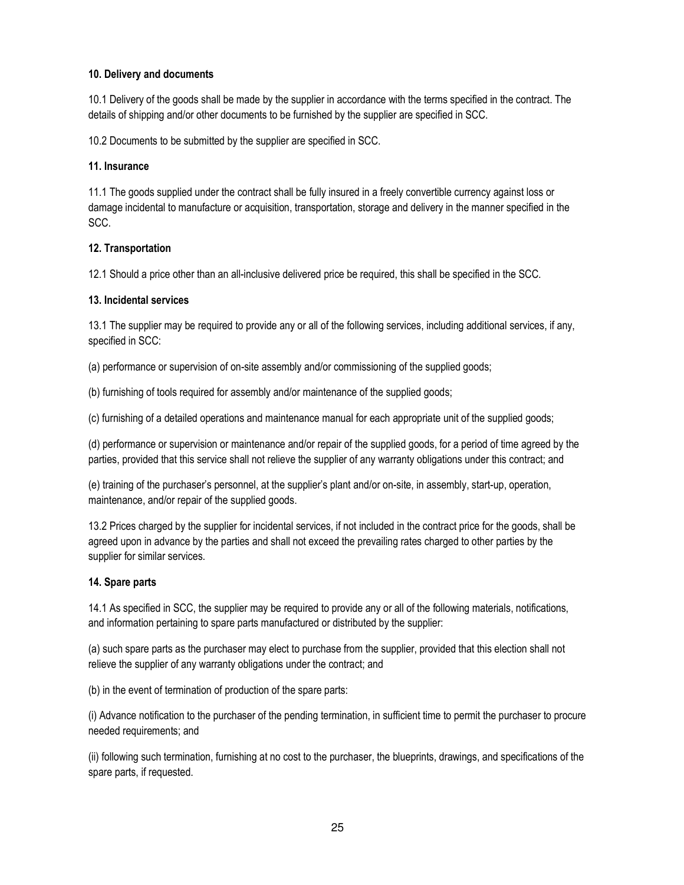**10. Delivery and documents**

10.1 Delivery of the goods shall be made by the supplier in accordance with the terms specified in the contract. The details of shipping and/or other documents to be furnished by the supplier are specified in SCC.

10.2 Documents to be submitted by the supplier are specified in SCC.

**11. Insurance**

11.1 The goods supplied under the contract shall be fully insured in a freely convertible currency against loss or damage incidental to manufacture or acquisition, transportation, storage and delivery in the manner specified in the SCC.

**12. Transportation**

12.1 Should a price other than an all-inclusive delivered price be required, this shall be specified in the SCC.

**13. Incidental services**

13.1 The supplier may be required to provide any or all of the following services, including additional services, if any, specified in SCC:

(a) performance or supervision of on-site assembly and/or commissioning of the supplied goods;

(b) furnishing of tools required for assembly and/or maintenance of the supplied goods;

(c) furnishing of a detailed operations and maintenance manual for each appropriate unit of the supplied goods;

(d) performance or supervision or maintenance and/or repair of the supplied goods, for a period of time agreed by the parties, provided that this service shall not relieve the supplier of any warranty obligations under this contract; and

(e) training of the purchaser's personnel, at the supplier's plant and/or on-site, in assembly, start-up, operation, maintenance, and/or repair of the supplied goods.

13.2 Prices charged by the supplier for incidental services, if not included in the contract price for the goods, shall be agreed upon in advance by the parties and shall not exceed the prevailing rates charged to other parties by the supplier for similar services.

**14. Spare parts**

14.1 As specified in SCC, the supplier may be required to provide any or all of the following materials, notifications, and information pertaining to spare parts manufactured or distributed by the supplier:

(a) such spare parts as the purchaser may elect to purchase from the supplier, provided that this election shall not relieve the supplier of any warranty obligations under the contract; and

(b) in the event of termination of production of the spare parts:

(i) Advance notification to the purchaser of the pending termination, in sufficient time to permit the purchaser to procure needed requirements; and

(ii) following such termination, furnishing at no cost to the purchaser, the blueprints, drawings, and specifications of the spare parts, if requested.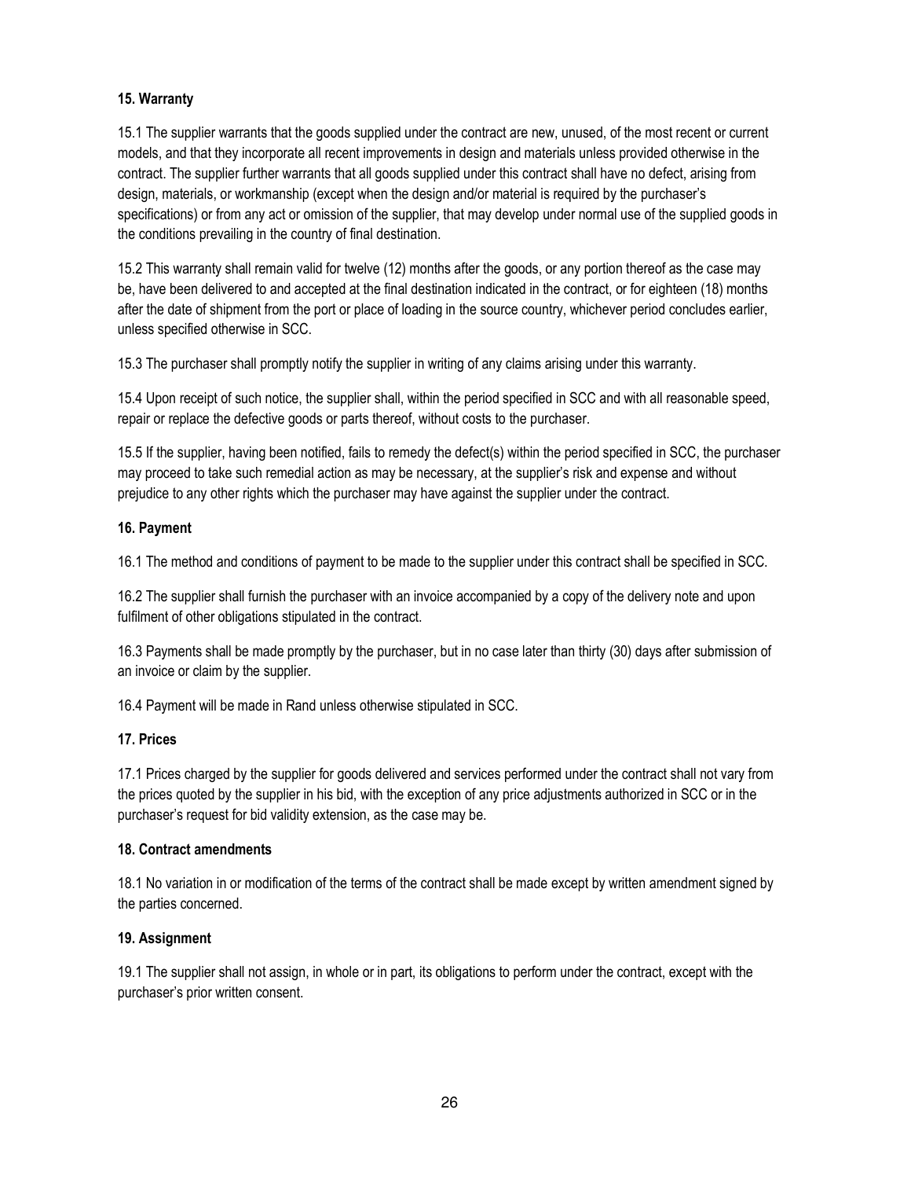**15. Warranty**

15.1 The supplier warrants that the goods supplied under the contract are new, unused, of the most recent or current models, and that they incorporate all recent improvements in design and materials unless provided otherwise in the contract. The supplier further warrants that all goods supplied under this contract shall have no defect, arising from design, materials, or workmanship (except when the design and/or material is required by the purchaser's specifications) or from any act or omission of the supplier, that may develop under normal use of the supplied goods in the conditions prevailing in the country of final destination.

15.2 This warranty shall remain valid for twelve (12) months after the goods, or any portion thereof as the case may be, have been delivered to and accepted at the final destination indicated in the contract, or for eighteen (18) months after the date of shipment from the port or place of loading in the source country, whichever period concludes earlier, unless specified otherwise in SCC.

15.3 The purchaser shall promptly notify the supplier in writing of any claims arising under this warranty.

15.4 Upon receipt of such notice, the supplier shall, within the period specified in SCC and with all reasonable speed, repair or replace the defective goods or parts thereof, without costs to the purchaser.

15.5 If the supplier, having been notified, fails to remedy the defect(s) within the period specified in SCC, the purchaser may proceed to take such remedial action as may be necessary, at the supplier's risk and expense and without prejudice to any other rights which the purchaser may have against the supplier under the contract.

**16. Payment**

16.1 The method and conditions of payment to be made to the supplier under this contract shall be specified in SCC.

16.2 The supplier shall furnish the purchaser with an invoice accompanied by a copy of the delivery note and upon fulfilment of other obligations stipulated in the contract.

16.3 Payments shall be made promptly by the purchaser, but in no case later than thirty (30) days after submission of an invoice or claim by the supplier.

16.4 Payment will be made in Rand unless otherwise stipulated in SCC.

**17. Prices**

17.1 Prices charged by the supplier for goods delivered and services performed under the contract shall not vary from the prices quoted by the supplier in his bid, with the exception of any price adjustments authorized in SCC or in the purchaser's request for bid validity extension, as the case may be.

**18. Contract amendments**

18.1 No variation in or modification of the terms of the contract shall be made except by written amendment signed by the parties concerned.

**19. Assignment**

19.1 The supplier shall not assign, in whole or in part, its obligations to perform under the contract, except with the purchaser's prior written consent.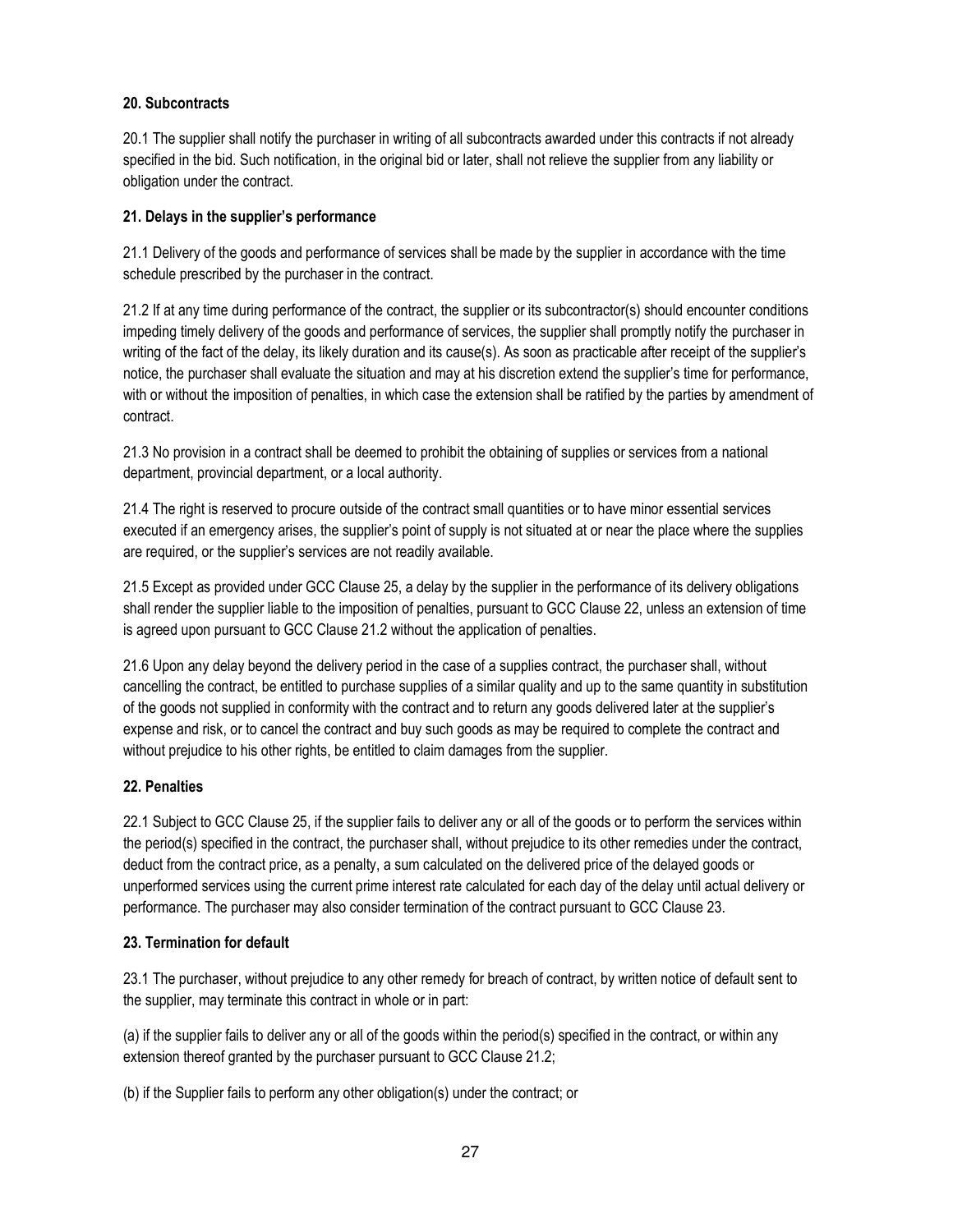**20. Subcontracts**

20.1 The supplier shall notify the purchaser in writing of all subcontracts awarded under this contracts if not already specified in the bid. Such notification, in the original bid or later, shall not relieve the supplier from any liability or obligation under the contract.

**21. Delays in the supplier's performance**

21.1 Delivery of the goods and performance of services shall be made by the supplier in accordance with the time schedule prescribed by the purchaser in the contract.

21.2 If at any time during performance of the contract, the supplier or its subcontractor(s) should encounter conditions impeding timely delivery of the goods and performance of services, the supplier shall promptly notify the purchaser in writing of the fact of the delay, its likely duration and its cause(s). As soon as practicable after receipt of the supplier's notice, the purchaser shall evaluate the situation and may at his discretion extend the supplier's time for performance, with or without the imposition of penalties, in which case the extension shall be ratified by the parties by amendment of contract.

21.3 No provision in a contract shall be deemed to prohibit the obtaining of supplies or services from a national department, provincial department, or a local authority.

21.4 The right is reserved to procure outside of the contract small quantities or to have minor essential services executed if an emergency arises, the supplier's point of supply is not situated at or near the place where the supplies are required, or the supplier's services are not readily available.

21.5 Except as provided under GCC Clause 25, a delay by the supplier in the performance of its delivery obligations shall render the supplier liable to the imposition of penalties, pursuant to GCC Clause 22, unless an extension of time is agreed upon pursuant to GCC Clause 21.2 without the application of penalties.

21.6 Upon any delay beyond the delivery period in the case of a supplies contract, the purchaser shall, without cancelling the contract, be entitled to purchase supplies of a similar quality and up to the same quantity in substitution of the goods not supplied in conformity with the contract and to return any goods delivered later at the supplier's expense and risk, or to cancel the contract and buy such goods as may be required to complete the contract and without prejudice to his other rights, be entitled to claim damages from the supplier.

**22. Penalties**

22.1 Subject to GCC Clause 25, if the supplier fails to deliver any or all of the goods or to perform the services within the period(s) specified in the contract, the purchaser shall, without prejudice to its other remedies under the contract, deduct from the contract price, as a penalty, a sum calculated on the delivered price of the delayed goods or unperformed services using the current prime interest rate calculated for each day of the delay until actual delivery or performance. The purchaser may also consider termination of the contract pursuant to GCC Clause 23.

**23. Termination for default**

23.1 The purchaser, without prejudice to any other remedy for breach of contract, by written notice of default sent to the supplier, may terminate this contract in whole or in part:

(a) if the supplier fails to deliver any or all of the goods within the period(s) specified in the contract, or within any extension thereof granted by the purchaser pursuant to GCC Clause 21.2;

(b) if the Supplier fails to perform any other obligation(s) under the contract; or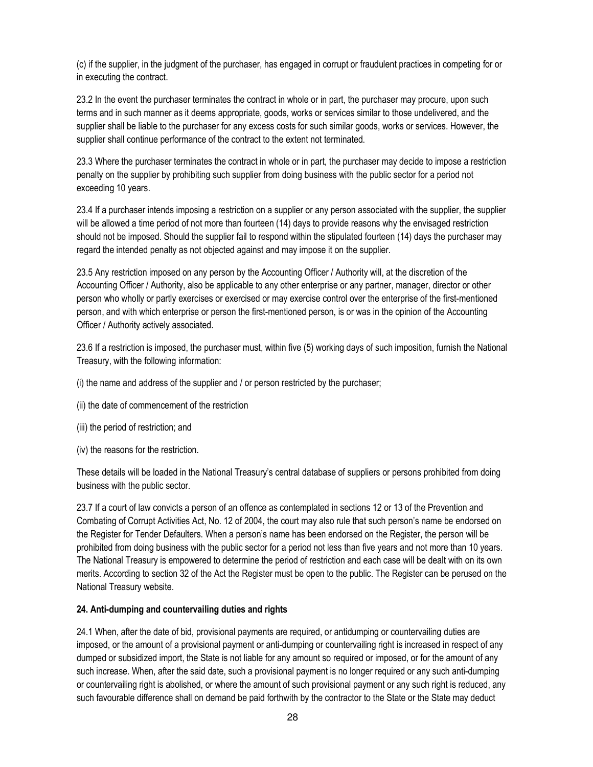(c) if the supplier, in the judgment of the purchaser, has engaged in corrupt or fraudulent practices in competing for or in executing the contract.

23.2 In the event the purchaser terminates the contract in whole or in part, the purchaser may procure, upon such terms and in such manner as it deems appropriate, goods, works or services similar to those undelivered, and the supplier shall be liable to the purchaser for any excess costs for such similar goods, works or services. However, the supplier shall continue performance of the contract to the extent not terminated.

23.3 Where the purchaser terminates the contract in whole or in part, the purchaser may decide to impose a restriction penalty on the supplier by prohibiting such supplier from doing business with the public sector for a period not exceeding 10 years.

23.4 If a purchaser intends imposing a restriction on a supplier or any person associated with the supplier, the supplier will be allowed a time period of not more than fourteen (14) days to provide reasons why the envisaged restriction should not be imposed. Should the supplier fail to respond within the stipulated fourteen (14) days the purchaser may regard the intended penalty as not objected against and may impose it on the supplier.

23.5 Any restriction imposed on any person by the Accounting Officer / Authority will, at the discretion of the Accounting Officer / Authority, also be applicable to any other enterprise or any partner, manager, director or other person who wholly or partly exercises or exercised or may exercise control over the enterprise of the first-mentioned person, and with which enterprise or person the first-mentioned person, is or was in the opinion of the Accounting Officer / Authority actively associated.

23.6 If a restriction is imposed, the purchaser must, within five (5) working days of such imposition, furnish the National Treasury, with the following information:

(i) the name and address of the supplier and / or person restricted by the purchaser;

(ii) the date of commencement of the restriction

(iii) the period of restriction; and

(iv) the reasons for the restriction.

These details will be loaded in the National Treasury's central database of suppliers or persons prohibited from doing business with the public sector.

23.7 If a court of law convicts a person of an offence as contemplated in sections 12 or 13 of the Prevention and Combating of Corrupt Activities Act, No. 12 of 2004, the court may also rule that such person's name be endorsed on the Register for Tender Defaulters. When a person's name has been endorsed on the Register, the person will be prohibited from doing business with the public sector for a period not less than five years and not more than 10 years. The National Treasury is empowered to determine the period of restriction and each case will be dealt with on its own merits. According to section 32 of the Act the Register must be open to the public. The Register can be perused on the National Treasury website.

**24. Anti-dumping and countervailing duties and rights**

24.1 When, after the date of bid, provisional payments are required, or antidumping or countervailing duties are imposed, or the amount of a provisional payment or anti-dumping or countervailing right is increased in respect of any dumped or subsidized import, the State is not liable for any amount so required or imposed, or for the amount of any such increase. When, after the said date, such a provisional payment is no longer required or any such anti-dumping or countervailing right is abolished, or where the amount of such provisional payment or any such right is reduced, any such favourable difference shall on demand be paid forthwith by the contractor to the State or the State may deduct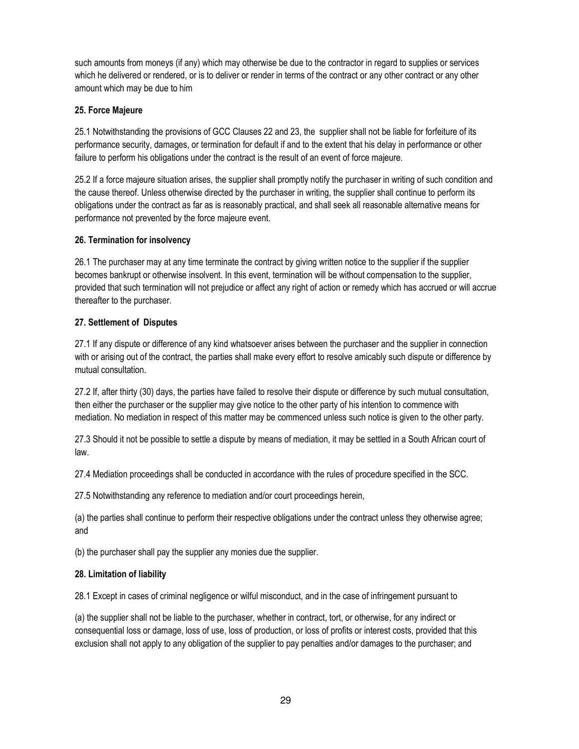such amounts from moneys (if any) which may otherwise be due to the contractor in regard to supplies or services which he delivered or rendered, or is to deliver or render in terms of the contract or any other contract or any other amount which may be due to him

**25. Force Majeure**

25.1 Notwithstanding the provisions of GCC Clauses 22 and 23, the supplier shall not be liable for forfeiture of its performance security, damages, or termination for default if and to the extent that his delay in performance or other failure to perform his obligations under the contract is the result of an event of force majeure.

25.2 If a force majeure situation arises, the supplier shall promptly notify the purchaser in writing of such condition and the cause thereof. Unless otherwise directed by the purchaser in writing, the supplier shall continue to perform its obligations under the contract as far as is reasonably practical, and shall seek all reasonable alternative means for performance not prevented by the force majeure event.

**26. Termination for insolvency**

26.1 The purchaser may at any time terminate the contract by giving written notice to the supplier if the supplier becomes bankrupt or otherwise insolvent. In this event, termination will be without compensation to the supplier, provided that such termination will not prejudice or affect any right of action or remedy which has accrued or will accrue thereafter to the purchaser.

**27. Settlement of Disputes**

27.1 If any dispute or difference of any kind whatsoever arises between the purchaser and the supplier in connection with or arising out of the contract, the parties shall make every effort to resolve amicably such dispute or difference by mutual consultation.

27.2 If, after thirty (30) days, the parties have failed to resolve their dispute or difference by such mutual consultation, then either the purchaser or the supplier may give notice to the other party of his intention to commence with mediation. No mediation in respect of this matter may be commenced unless such notice is given to the other party.

27.3 Should it not be possible to settle a dispute by means of mediation, it may be settled in a South African court of law.

27.4 Mediation proceedings shall be conducted in accordance with the rules of procedure specified in the SCC.

27.5 Notwithstanding any reference to mediation and/or court proceedings herein,

(a) the parties shall continue to perform their respective obligations under the contract unless they otherwise agree; and

(b) the purchaser shall pay the supplier any monies due the supplier.

**28. Limitation of liability**

28.1 Except in cases of criminal negligence or wilful misconduct, and in the case of infringement pursuant to

(a) the supplier shall not be liable to the purchaser, whether in contract, tort, or otherwise, for any indirect or consequential loss or damage, loss of use, loss of production, or loss of profits or interest costs, provided that this exclusion shall not apply to any obligation of the supplier to pay penalties and/or damages to the purchaser; and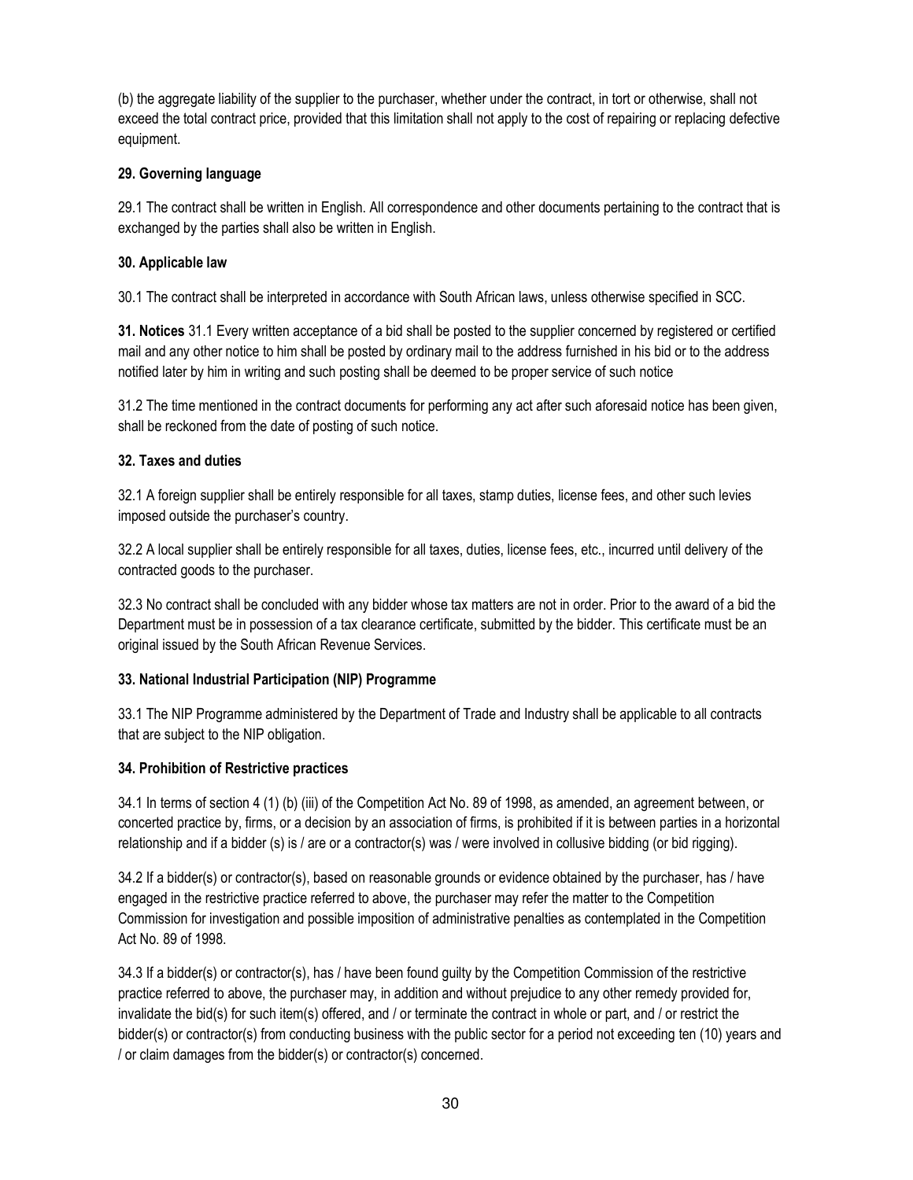(b) the aggregate liability of the supplier to the purchaser, whether under the contract, in tort or otherwise, shall not exceed the total contract price, provided that this limitation shall not apply to the cost of repairing or replacing defective equipment.

**29. Governing language**

29.1 The contract shall be written in English. All correspondence and other documents pertaining to the contract that is exchanged by the parties shall also be written in English.

**30. Applicable law**

30.1 The contract shall be interpreted in accordance with South African laws, unless otherwise specified in SCC.

**31. Notices** 31.1 Every written acceptance of a bid shall be posted to the supplier concerned by registered or certified mail and any other notice to him shall be posted by ordinary mail to the address furnished in his bid or to the address notified later by him in writing and such posting shall be deemed to be proper service of such notice

31.2 The time mentioned in the contract documents for performing any act after such aforesaid notice has been given, shall be reckoned from the date of posting of such notice.

**32. Taxes and duties**

32.1 A foreign supplier shall be entirely responsible for all taxes, stamp duties, license fees, and other such levies imposed outside the purchaser's country.

32.2 A local supplier shall be entirely responsible for all taxes, duties, license fees, etc., incurred until delivery of the contracted goods to the purchaser.

32.3 No contract shall be concluded with any bidder whose tax matters are not in order. Prior to the award of a bid the Department must be in possession of a tax clearance certificate, submitted by the bidder. This certificate must be an original issued by the South African Revenue Services.

**33. National Industrial Participation (NIP) Programme**

33.1 The NIP Programme administered by the Department of Trade and Industry shall be applicable to all contracts that are subject to the NIP obligation.

**34. Prohibition of Restrictive practices**

34.1 In terms of section 4 (1) (b) (iii) of the Competition Act No. 89 of 1998, as amended, an agreement between, or concerted practice by, firms, or a decision by an association of firms, is prohibited if it is between parties in a horizontal relationship and if a bidder (s) is / are or a contractor(s) was / were involved in collusive bidding (or bid rigging).

34.2 If a bidder(s) or contractor(s), based on reasonable grounds or evidence obtained by the purchaser, has / have engaged in the restrictive practice referred to above, the purchaser may refer the matter to the Competition Commission for investigation and possible imposition of administrative penalties as contemplated in the Competition Act No. 89 of 1998.

34.3 If a bidder(s) or contractor(s), has / have been found guilty by the Competition Commission of the restrictive practice referred to above, the purchaser may, in addition and without prejudice to any other remedy provided for, invalidate the bid(s) for such item(s) offered, and / or terminate the contract in whole or part, and / or restrict the bidder(s) or contractor(s) from conducting business with the public sector for a period not exceeding ten (10) years and / or claim damages from the bidder(s) or contractor(s) concerned.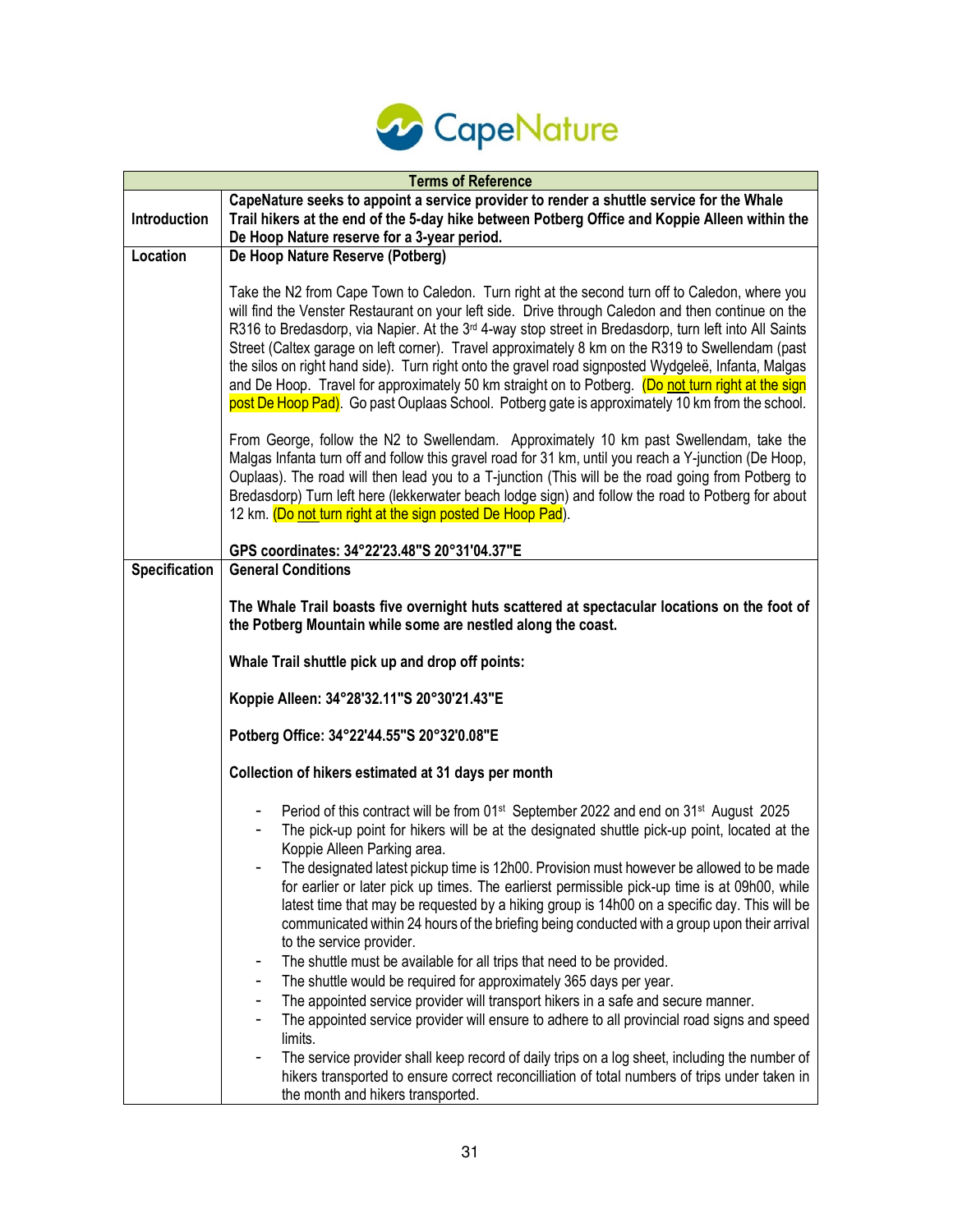CapeNature

<table>
<tr><th colspan="2">Terms of Reference</th></tr>
<tr><td><b>Introduction</b></td><td><b>CapeNature seeks to appoint a service provider to render a shuttle service for the Whale Trail hikers at the end of the 5-day hike between Potberg Office and Koppie Alleen within the De Hoop Nature reserve for a 3-year period.</b></td></tr>
<tr><td><b>Location</b></td><td><b>De Hoop Nature Reserve (Potberg)</b><br><br>Take the N2 from Cape Town to Caledon. Turn right at the second turn off to Caledon, where you will find the Venster Restaurant on your left side. Drive through Caledon and then continue on the R316 to Bredasdorp, via Napier. At the 3rd 4-way stop street in Bredasdorp, turn left into All Saints Street (Caltex garage on left corner). Travel approximately 8 km on the R319 to Swellendam (past the silos on right hand side). Turn right onto the gravel road signposted Wydgeleë, Infanta, Malgas and De Hoop. Travel for approximately 50 km straight on to Potberg. (Do <u>not</u> turn right at the sign post De Hoop Pad). Go past Ouplaas School. Potberg gate is approximately 10 km from the school.<br><br>From George, follow the N2 to Swellendam. Approximately 10 km past Swellendam, take the Malgas Infanta turn off and follow this gravel road for 31 km, until you reach a Y-junction (De Hoop, Ouplaas). The road will then lead you to a T-junction (This will be the road going from Potberg to Bredasdorp) Turn left here (lekkerwater beach lodge sign) and follow the road to Potberg for about 12 km. (Do <u>not</u> turn right at the sign posted De Hoop Pad).<br><br><b>GPS coordinates: 34°22'23.48"S 20°31'04.37"E</b></td></tr>
<tr><td><b>Specification</b></td><td><b>General Conditions</b><br><br><b>The Whale Trail boasts five overnight huts scattered at spectacular locations on the foot of the Potberg Mountain while some are nestled along the coast.</b><br><br><b>Whale Trail shuttle pick up and drop off points:</b><br><br><b>Koppie Alleen: 34°28'32.11"S 20°30'21.43"E</b><br><br><b>Potberg Office: 34°22'44.55"S 20°32'0.08"E</b><br><br><b>Collection of hikers estimated at 31 days per month</b><br><br>- Period of this contract will be from 01st September 2022 and end on 31st August 2025<br>- The pick-up point for hikers will be at the designated shuttle pick-up point, located at the Koppie Alleen Parking area.<br>- The designated latest pickup time is 12h00. Provision must however be allowed to be made for earlier or later pick up times. The earlierst permissible pick-up time is at 09h00, while latest time that may be requested by a hiking group is 14h00 on a specific day. This will be communicated within 24 hours of the briefing being conducted with a group upon their arrival to the service provider.<br>- The shuttle must be available for all trips that need to be provided.<br>- The shuttle would be required for approximately 365 days per year.<br>- The appointed service provider will transport hikers in a safe and secure manner.<br>- The appointed service provider will ensure to adhere to all provincial road signs and speed limits.<br>- The service provider shall keep record of daily trips on a log sheet, including the number of hikers transported to ensure correct reconcilliation of total numbers of trips under taken in the month and hikers transported.</td></tr>
</table>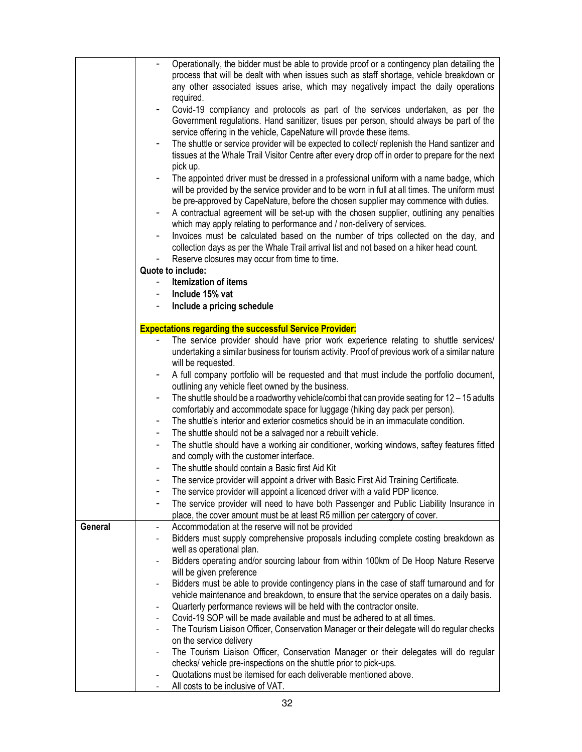| | |
|---|---|
| | - Operationally, the bidder must be able to provide proof or a contingency plan detailing the process that will be dealt with when issues such as staff shortage, vehicle breakdown or any other associated issues arise, which may negatively impact the daily operations required.<br>- Covid-19 compliancy and protocols as part of the services undertaken, as per the Government regulations. Hand sanitizer, tisues per person, should always be part of the service offering in the vehicle, CapeNature will provde these items.<br>- The shuttle or service provider will be expected to collect/ replenish the Hand santizer and tissues at the Whale Trail Visitor Centre after every drop off in order to prepare for the next pick up.<br>- The appointed driver must be dressed in a professional uniform with a name badge, which will be provided by the service provider and to be worn in full at all times. The uniform must be pre-approved by CapeNature, before the chosen supplier may commence with duties.<br>- A contractual agreement will be set-up with the chosen supplier, outlining any penalties which may apply relating to performance and / non-delivery of services.<br>- Invoices must be calculated based on the number of trips collected on the day, and collection days as per the Whale Trail arrival list and not based on a hiker head count.<br>- Reserve closures may occur from time to time.<br>**Quote to include:**<br>- **Itemization of items**<br>- **Include 15% vat**<br>- **Include a pricing schedule**<br><br>**Expectations regarding the successful Service Provider:**<br>- The service provider should have prior work experience relating to shuttle services/ undertaking a similar business for tourism activity. Proof of previous work of a similar nature will be requested.<br>- A full company portfolio will be requested and that must include the portfolio document, outlining any vehicle fleet owned by the business.<br>- The shuttle should be a roadworthy vehicle/combi that can provide seating for 12 – 15 adults comfortably and accommodate space for luggage (hiking day pack per person).<br>- The shuttle's interior and exterior cosmetics should be in an immaculate condition.<br>- The shuttle should not be a salvaged nor a rebuilt vehicle.<br>- The shuttle should have a working air conditioner, working windows, saftey features fitted and comply with the customer interface.<br>- The shuttle should contain a Basic first Aid Kit<br>- The service provider will appoint a driver with Basic First Aid Training Certificate.<br>- The service provider will appoint a licenced driver with a valid PDP licence.<br>- The service provider will need to have both Passenger and Public Liability Insurance in place, the cover amount must be at least R5 million per catergory of cover. |
| **General** | - Accommodation at the reserve will not be provided<br>- Bidders must supply comprehensive proposals including complete costing breakdown as well as operational plan.<br>- Bidders operating and/or sourcing labour from within 100km of De Hoop Nature Reserve will be given preference<br>- Bidders must be able to provide contingency plans in the case of staff turnaround and for vehicle maintenance and breakdown, to ensure that the service operates on a daily basis.<br>- Quarterly performance reviews will be held with the contractor onsite.<br>- Covid-19 SOP will be made available and must be adhered to at all times.<br>- The Tourism Liaison Officer, Conservation Manager or their delegate will do regular checks on the service delivery<br>- The Tourism Liaison Officer, Conservation Manager or their delegates will do regular checks/ vehicle pre-inspections on the shuttle prior to pick-ups.<br>- Quotations must be itemised for each deliverable mentioned above.<br>- All costs to be inclusive of VAT. |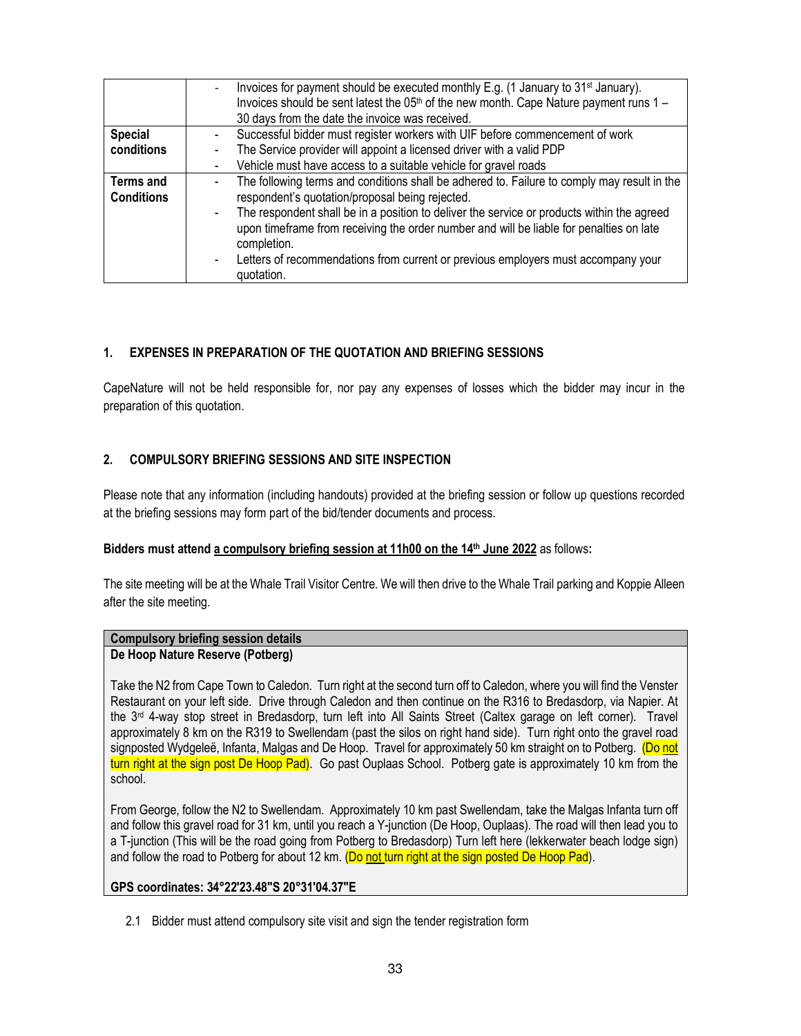| | |
|---|---|
| | - Invoices for payment should be executed monthly E.g. (1 January to 31st January). Invoices should be sent latest the 05th of the new month. Cape Nature payment runs 1 – 30 days from the date the invoice was received. |
| **Special conditions** | - Successful bidder must register workers with UIF before commencement of work<br>- The Service provider will appoint a licensed driver with a valid PDP<br>- Vehicle must have access to a suitable vehicle for gravel roads |
| **Terms and Conditions** | - The following terms and conditions shall be adhered to. Failure to comply may result in the respondent's quotation/proposal being rejected.<br>- The respondent shall be in a position to deliver the service or products within the agreed upon timeframe from receiving the order number and will be liable for penalties on late completion.<br>- Letters of recommendations from current or previous employers must accompany your quotation. |

## 1. EXPENSES IN PREPARATION OF THE QUOTATION AND BRIEFING SESSIONS

CapeNature will not be held responsible for, nor pay any expenses of losses which the bidder may incur in the preparation of this quotation.

## 2. COMPULSORY BRIEFING SESSIONS AND SITE INSPECTION

Please note that any information (including handouts) provided at the briefing session or follow up questions recorded at the briefing sessions may form part of the bid/tender documents and process.

**Bidders must attend a compulsory briefing session at 11h00 on the 14th June 2022 as follows:**

The site meeting will be at the Whale Trail Visitor Centre. We will then drive to the Whale Trail parking and Koppie Alleen after the site meeting.

| **Compulsory briefing session details** |
|---|
| **De Hoop Nature Reserve (Potberg)**<br><br>Take the N2 from Cape Town to Caledon. Turn right at the second turn off to Caledon, where you will find the Venster Restaurant on your left side. Drive through Caledon and then continue on the R316 to Bredasdorp, via Napier. At the 3rd 4-way stop street in Bredasdorp, turn left into All Saints Street (Caltex garage on left corner). Travel approximately 8 km on the R319 to Swellendam (past the silos on right hand side). Turn right onto the gravel road signposted Wydgeleë, Infanta, Malgas and De Hoop. Travel for approximately 50 km straight on to Potberg. (Do not turn right at the sign post De Hoop Pad). Go past Ouplaas School. Potberg gate is approximately 10 km from the school.<br><br>From George, follow the N2 to Swellendam. Approximately 10 km past Swellendam, take the Malgas Infanta turn off and follow this gravel road for 31 km, until you reach a Y-junction (De Hoop, Ouplaas). The road will then lead you to a T-junction (This will be the road going from Potberg to Bredasdorp) Turn left here (lekkerwater beach lodge sign) and follow the road to Potberg for about 12 km. (Do not turn right at the sign posted De Hoop Pad).<br><br>**GPS coordinates: 34°22'23.48"S 20°31'04.37"E** |

2.1 Bidder must attend compulsory site visit and sign the tender registration form